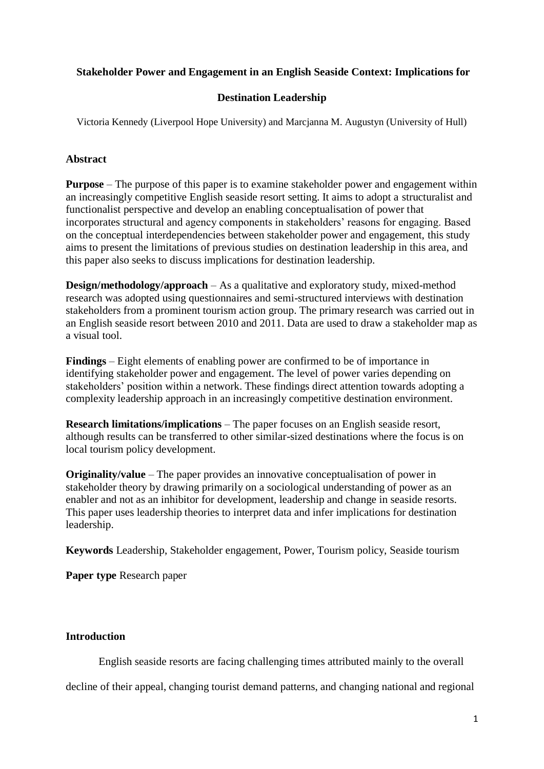# Stakeholder Power and Engagement in an English Seaside Context: Implications for Destination Leadership

Victoria Kennedy (Liverpool Hope University) and Marcjanna M. Augustyn (University of Hull)

## Abstract

**Purpose** – The purpose of this paper is to examine stakeholder power and engagement within an increasingly competitive English seaside resort setting. It aims to adopt a structuralist and functionalist perspective and develop an enabling conceptualisation of power that incorporates structural and agency components in stakeholders' reasons for engaging. Based on the conceptual interdependencies between stakeholder power and engagement, this study aims to present the limitations of previous studies on destination leadership in this area, and this paper also seeks to discuss implications for destination leadership.

**Design/methodology/approach** – As a qualitative and exploratory study, mixed-method research was adopted using questionnaires and semi-structured interviews with destination stakeholders from a prominent tourism action group. The primary research was carried out in an English seaside resort between 2010 and 2011. Data are used to draw a stakeholder map as a visual tool.

**Findings** – Eight elements of enabling power are confirmed to be of importance in identifying stakeholder power and engagement. The level of power varies depending on stakeholders' position within a network. These findings direct attention towards adopting a complexity leadership approach in an increasingly competitive destination environment.

**Research limitations/implications** – The paper focuses on an English seaside resort, although results can be transferred to other similar-sized destinations where the focus is on local tourism policy development.

**Originality/value** – The paper provides an innovative conceptualisation of power in stakeholder theory by drawing primarily on a sociological understanding of power as an enabler and not as an inhibitor for development, leadership and change in seaside resorts. This paper uses leadership theories to interpret data and infer implications for destination leadership.

**Keywords** Leadership, Stakeholder engagement, Power, Tourism policy, Seaside tourism

**Paper type** Research paper

## Introduction

English seaside resorts are facing challenging times attributed mainly to the overall decline of their appeal, changing tourist demand patterns, and changing national and regional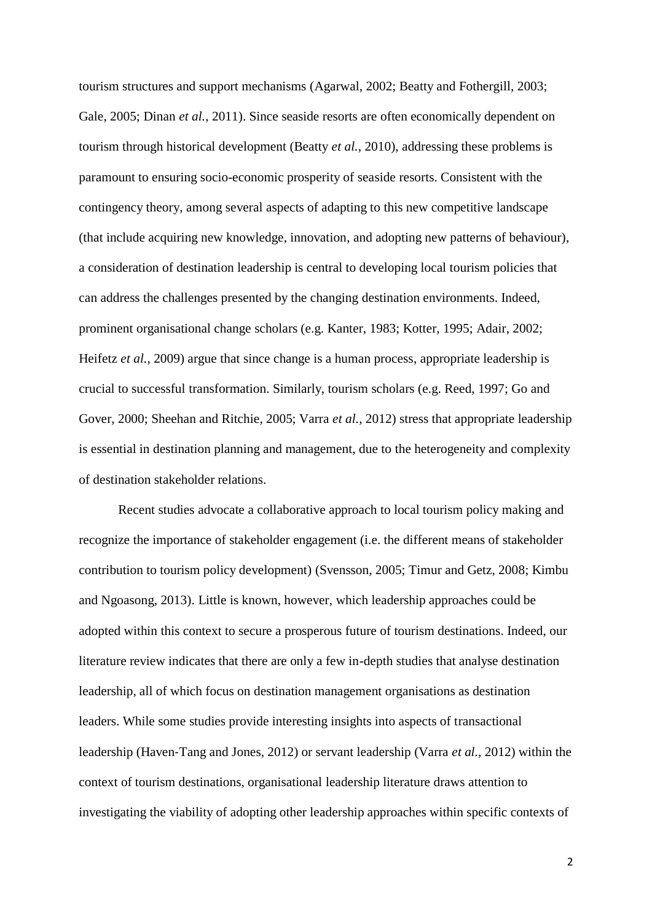tourism structures and support mechanisms (Agarwal, 2002; Beatty and Fothergill, 2003; Gale, 2005; Dinan *et al.*, 2011). Since seaside resorts are often economically dependent on tourism through historical development (Beatty *et al.*, 2010), addressing these problems is paramount to ensuring socio-economic prosperity of seaside resorts. Consistent with the contingency theory, among several aspects of adapting to this new competitive landscape (that include acquiring new knowledge, innovation, and adopting new patterns of behaviour), a consideration of destination leadership is central to developing local tourism policies that can address the challenges presented by the changing destination environments. Indeed, prominent organisational change scholars (e.g. Kanter, 1983; Kotter, 1995; Adair, 2002; Heifetz *et al.*, 2009) argue that since change is a human process, appropriate leadership is crucial to successful transformation. Similarly, tourism scholars (e.g. Reed, 1997; Go and Gover, 2000; Sheehan and Ritchie, 2005; Varra *et al.*, 2012) stress that appropriate leadership is essential in destination planning and management, due to the heterogeneity and complexity of destination stakeholder relations.

Recent studies advocate a collaborative approach to local tourism policy making and recognize the importance of stakeholder engagement (i.e. the different means of stakeholder contribution to tourism policy development) (Svensson, 2005; Timur and Getz, 2008; Kimbu and Ngoasong, 2013). Little is known, however, which leadership approaches could be adopted within this context to secure a prosperous future of tourism destinations. Indeed, our literature review indicates that there are only a few in-depth studies that analyse destination leadership, all of which focus on destination management organisations as destination leaders. While some studies provide interesting insights into aspects of transactional leadership (Haven-Tang and Jones, 2012) or servant leadership (Varra *et al.*, 2012) within the context of tourism destinations, organisational leadership literature draws attention to investigating the viability of adopting other leadership approaches within specific contexts of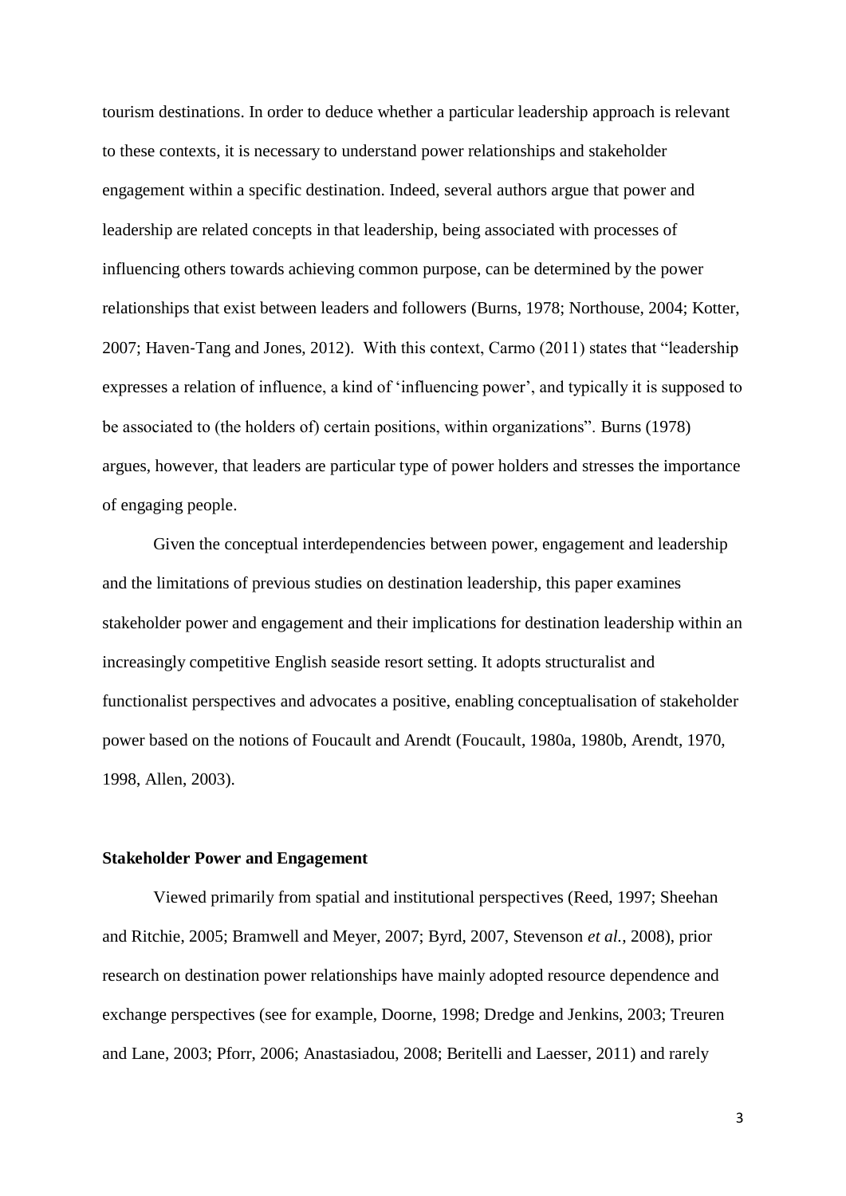tourism destinations. In order to deduce whether a particular leadership approach is relevant to these contexts, it is necessary to understand power relationships and stakeholder engagement within a specific destination. Indeed, several authors argue that power and leadership are related concepts in that leadership, being associated with processes of influencing others towards achieving common purpose, can be determined by the power relationships that exist between leaders and followers (Burns, 1978; Northouse, 2004; Kotter, 2007; Haven-Tang and Jones, 2012). With this context, Carmo (2011) states that "leadership expresses a relation of influence, a kind of 'influencing power', and typically it is supposed to be associated to (the holders of) certain positions, within organizations". Burns (1978) argues, however, that leaders are particular type of power holders and stresses the importance of engaging people.

Given the conceptual interdependencies between power, engagement and leadership and the limitations of previous studies on destination leadership, this paper examines stakeholder power and engagement and their implications for destination leadership within an increasingly competitive English seaside resort setting. It adopts structuralist and functionalist perspectives and advocates a positive, enabling conceptualisation of stakeholder power based on the notions of Foucault and Arendt (Foucault, 1980a, 1980b, Arendt, 1970, 1998, Allen, 2003).

## Stakeholder Power and Engagement

Viewed primarily from spatial and institutional perspectives (Reed, 1997; Sheehan and Ritchie, 2005; Bramwell and Meyer, 2007; Byrd, 2007, Stevenson *et al.*, 2008), prior research on destination power relationships have mainly adopted resource dependence and exchange perspectives (see for example, Doorne, 1998; Dredge and Jenkins, 2003; Treuren and Lane, 2003; Pforr, 2006; Anastasiadou, 2008; Beritelli and Laesser, 2011) and rarely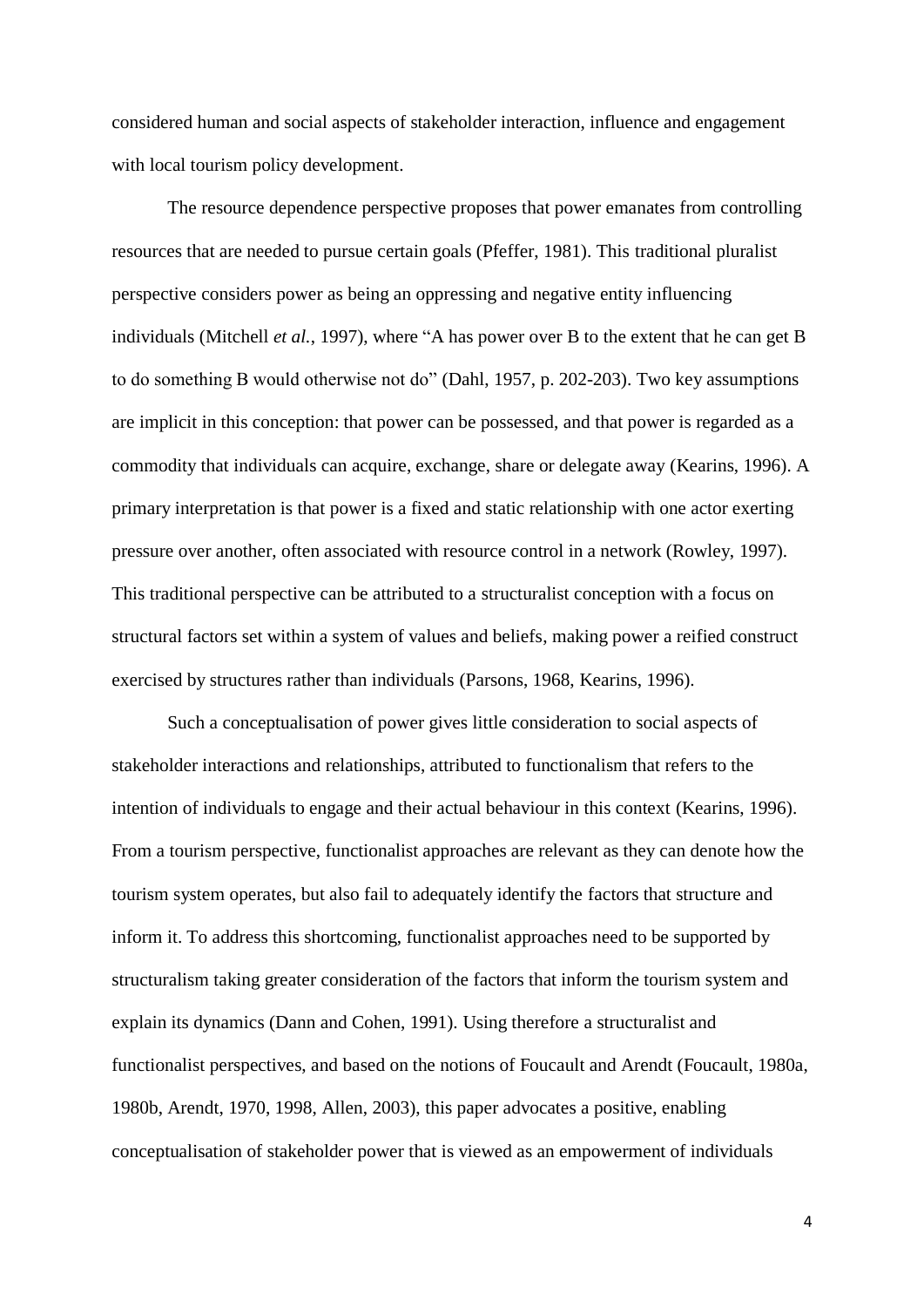considered human and social aspects of stakeholder interaction, influence and engagement with local tourism policy development.

The resource dependence perspective proposes that power emanates from controlling resources that are needed to pursue certain goals (Pfeffer, 1981). This traditional pluralist perspective considers power as being an oppressing and negative entity influencing individuals (Mitchell *et al.*, 1997), where "A has power over B to the extent that he can get B to do something B would otherwise not do" (Dahl, 1957, p. 202-203). Two key assumptions are implicit in this conception: that power can be possessed, and that power is regarded as a commodity that individuals can acquire, exchange, share or delegate away (Kearins, 1996). A primary interpretation is that power is a fixed and static relationship with one actor exerting pressure over another, often associated with resource control in a network (Rowley, 1997). This traditional perspective can be attributed to a structuralist conception with a focus on structural factors set within a system of values and beliefs, making power a reified construct exercised by structures rather than individuals (Parsons, 1968, Kearins, 1996).

Such a conceptualisation of power gives little consideration to social aspects of stakeholder interactions and relationships, attributed to functionalism that refers to the intention of individuals to engage and their actual behaviour in this context (Kearins, 1996). From a tourism perspective, functionalist approaches are relevant as they can denote how the tourism system operates, but also fail to adequately identify the factors that structure and inform it. To address this shortcoming, functionalist approaches need to be supported by structuralism taking greater consideration of the factors that inform the tourism system and explain its dynamics (Dann and Cohen, 1991). Using therefore a structuralist and functionalist perspectives, and based on the notions of Foucault and Arendt (Foucault, 1980a, 1980b, Arendt, 1970, 1998, Allen, 2003), this paper advocates a positive, enabling conceptualisation of stakeholder power that is viewed as an empowerment of individuals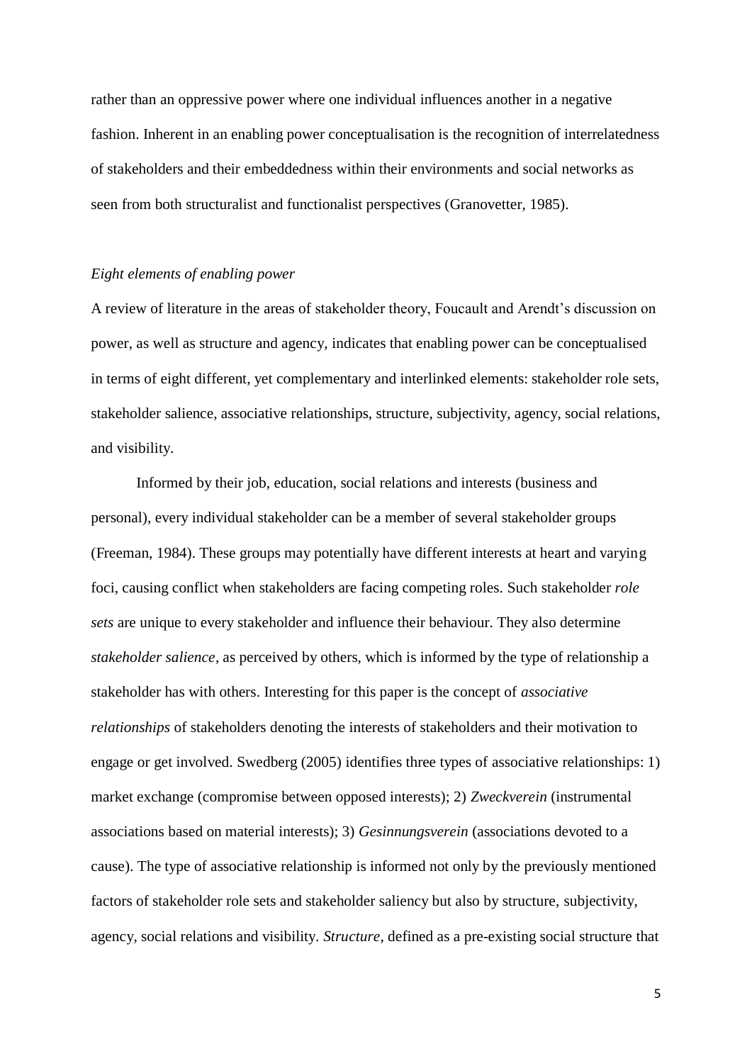rather than an oppressive power where one individual influences another in a negative fashion. Inherent in an enabling power conceptualisation is the recognition of interrelatedness of stakeholders and their embeddedness within their environments and social networks as seen from both structuralist and functionalist perspectives (Granovetter, 1985).

### *Eight elements of enabling power*

A review of literature in the areas of stakeholder theory, Foucault and Arendt's discussion on power, as well as structure and agency, indicates that enabling power can be conceptualised in terms of eight different, yet complementary and interlinked elements: stakeholder role sets, stakeholder salience, associative relationships, structure, subjectivity, agency, social relations, and visibility.

Informed by their job, education, social relations and interests (business and personal), every individual stakeholder can be a member of several stakeholder groups (Freeman, 1984). These groups may potentially have different interests at heart and varying foci, causing conflict when stakeholders are facing competing roles. Such stakeholder *role sets* are unique to every stakeholder and influence their behaviour. They also determine *stakeholder salience*, as perceived by others, which is informed by the type of relationship a stakeholder has with others. Interesting for this paper is the concept of *associative relationships* of stakeholders denoting the interests of stakeholders and their motivation to engage or get involved. Swedberg (2005) identifies three types of associative relationships: 1) market exchange (compromise between opposed interests); 2) *Zweckverein* (instrumental associations based on material interests); 3) *Gesinnungsverein* (associations devoted to a cause). The type of associative relationship is informed not only by the previously mentioned factors of stakeholder role sets and stakeholder saliency but also by structure, subjectivity, agency, social relations and visibility. *Structure*, defined as a pre-existing social structure that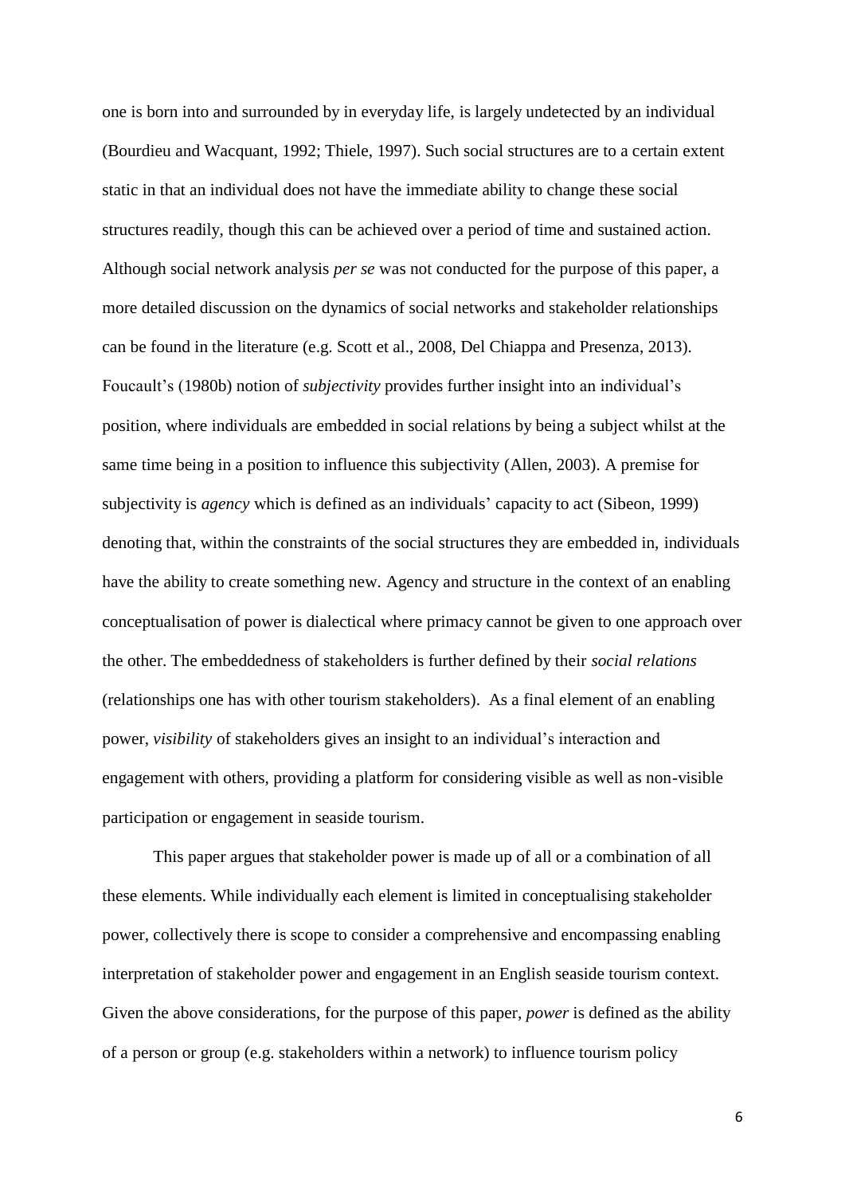one is born into and surrounded by in everyday life, is largely undetected by an individual (Bourdieu and Wacquant, 1992; Thiele, 1997). Such social structures are to a certain extent static in that an individual does not have the immediate ability to change these social structures readily, though this can be achieved over a period of time and sustained action. Although social network analysis *per se* was not conducted for the purpose of this paper, a more detailed discussion on the dynamics of social networks and stakeholder relationships can be found in the literature (e.g. Scott et al., 2008, Del Chiappa and Presenza, 2013). Foucault's (1980b) notion of *subjectivity* provides further insight into an individual's position, where individuals are embedded in social relations by being a subject whilst at the same time being in a position to influence this subjectivity (Allen, 2003). A premise for subjectivity is *agency* which is defined as an individuals' capacity to act (Sibeon, 1999) denoting that, within the constraints of the social structures they are embedded in, individuals have the ability to create something new. Agency and structure in the context of an enabling conceptualisation of power is dialectical where primacy cannot be given to one approach over the other. The embeddedness of stakeholders is further defined by their *social relations* (relationships one has with other tourism stakeholders). As a final element of an enabling power, *visibility* of stakeholders gives an insight to an individual's interaction and engagement with others, providing a platform for considering visible as well as non-visible participation or engagement in seaside tourism.

This paper argues that stakeholder power is made up of all or a combination of all these elements. While individually each element is limited in conceptualising stakeholder power, collectively there is scope to consider a comprehensive and encompassing enabling interpretation of stakeholder power and engagement in an English seaside tourism context. Given the above considerations, for the purpose of this paper, *power* is defined as the ability of a person or group (e.g. stakeholders within a network) to influence tourism policy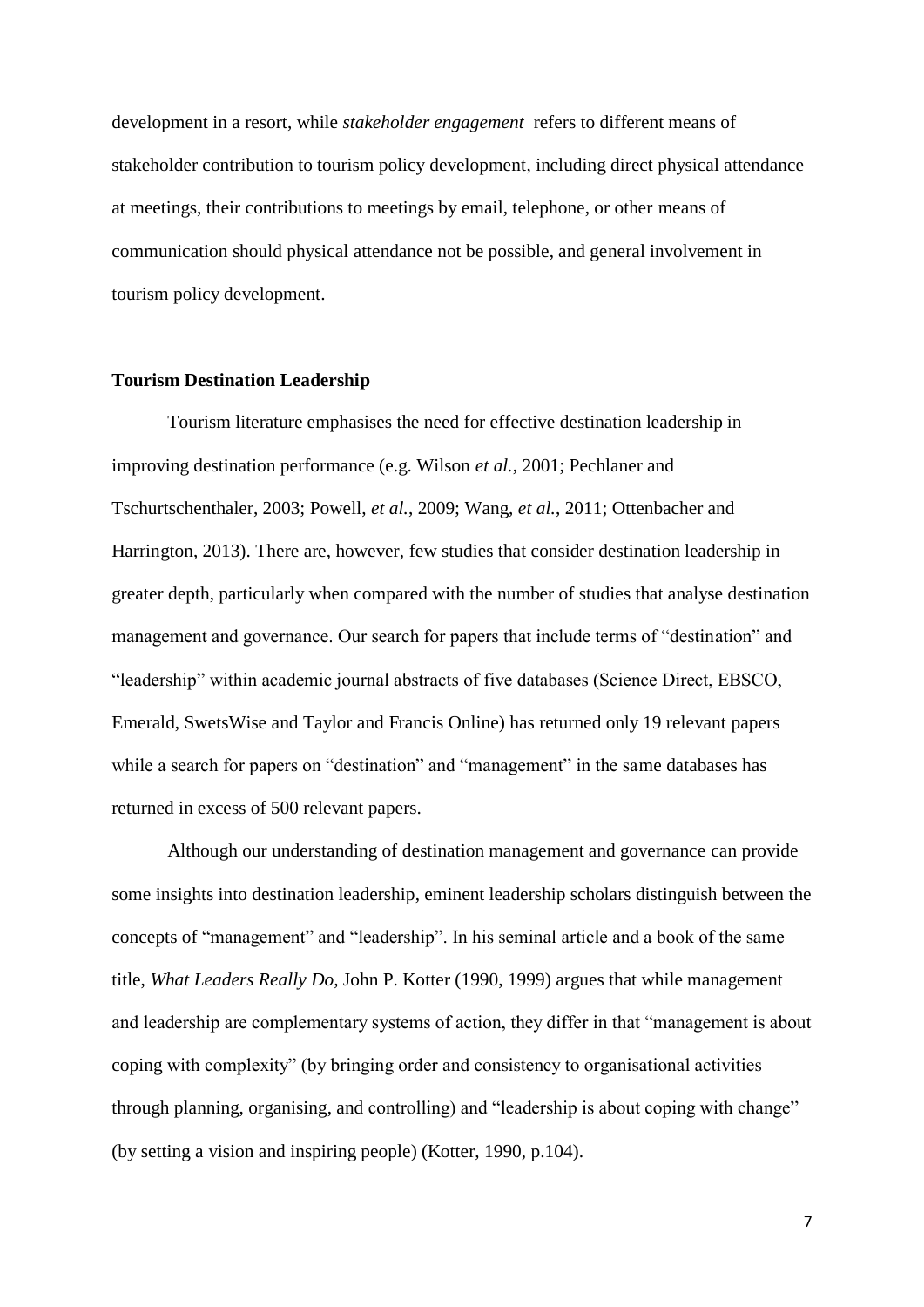development in a resort, while *stakeholder engagement* refers to different means of stakeholder contribution to tourism policy development, including direct physical attendance at meetings, their contributions to meetings by email, telephone, or other means of communication should physical attendance not be possible, and general involvement in tourism policy development.

## Tourism Destination Leadership

Tourism literature emphasises the need for effective destination leadership in improving destination performance (e.g. Wilson *et al.*, 2001; Pechlaner and Tschurtschenthaler, 2003; Powell, *et al.*, 2009; Wang, *et al.*, 2011; Ottenbacher and Harrington, 2013). There are, however, few studies that consider destination leadership in greater depth, particularly when compared with the number of studies that analyse destination management and governance. Our search for papers that include terms of "destination" and "leadership" within academic journal abstracts of five databases (Science Direct, EBSCO, Emerald, SwetsWise and Taylor and Francis Online) has returned only 19 relevant papers while a search for papers on "destination" and "management" in the same databases has returned in excess of 500 relevant papers.

Although our understanding of destination management and governance can provide some insights into destination leadership, eminent leadership scholars distinguish between the concepts of "management" and "leadership". In his seminal article and a book of the same title, *What Leaders Really Do,* John P. Kotter (1990, 1999) argues that while management and leadership are complementary systems of action, they differ in that "management is about coping with complexity" (by bringing order and consistency to organisational activities through planning, organising, and controlling) and "leadership is about coping with change" (by setting a vision and inspiring people) (Kotter, 1990, p.104).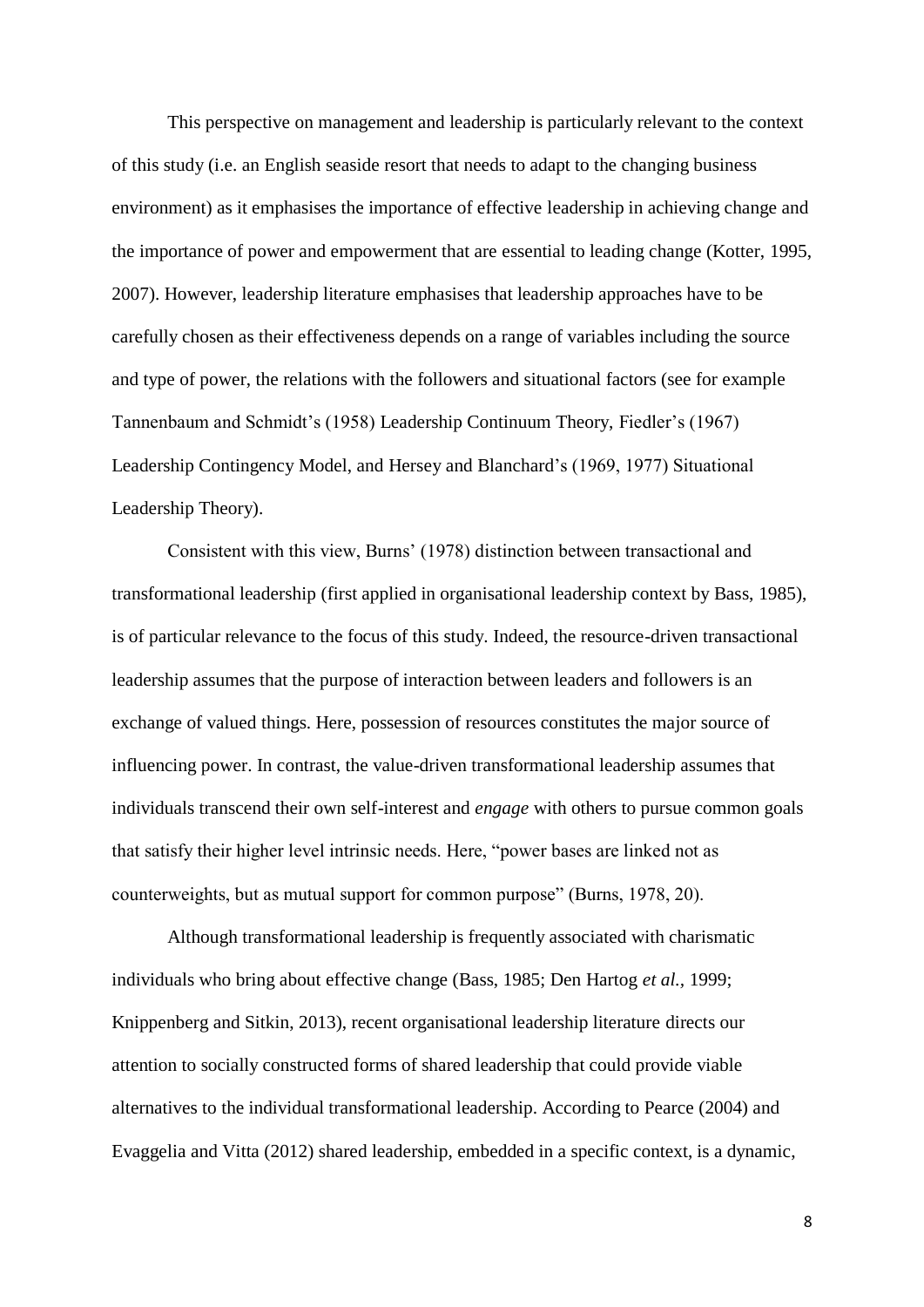This perspective on management and leadership is particularly relevant to the context of this study (i.e. an English seaside resort that needs to adapt to the changing business environment) as it emphasises the importance of effective leadership in achieving change and the importance of power and empowerment that are essential to leading change (Kotter, 1995, 2007). However, leadership literature emphasises that leadership approaches have to be carefully chosen as their effectiveness depends on a range of variables including the source and type of power, the relations with the followers and situational factors (see for example Tannenbaum and Schmidt's (1958) Leadership Continuum Theory, Fiedler's (1967) Leadership Contingency Model, and Hersey and Blanchard's (1969, 1977) Situational Leadership Theory).

Consistent with this view, Burns' (1978) distinction between transactional and transformational leadership (first applied in organisational leadership context by Bass, 1985), is of particular relevance to the focus of this study. Indeed, the resource-driven transactional leadership assumes that the purpose of interaction between leaders and followers is an exchange of valued things. Here, possession of resources constitutes the major source of influencing power. In contrast, the value-driven transformational leadership assumes that individuals transcend their own self-interest and *engage* with others to pursue common goals that satisfy their higher level intrinsic needs. Here, "power bases are linked not as counterweights, but as mutual support for common purpose" (Burns, 1978, 20).

Although transformational leadership is frequently associated with charismatic individuals who bring about effective change (Bass, 1985; Den Hartog *et al.,* 1999; Knippenberg and Sitkin, 2013), recent organisational leadership literature directs our attention to socially constructed forms of shared leadership that could provide viable alternatives to the individual transformational leadership. According to Pearce (2004) and Evaggelia and Vitta (2012) shared leadership, embedded in a specific context, is a dynamic,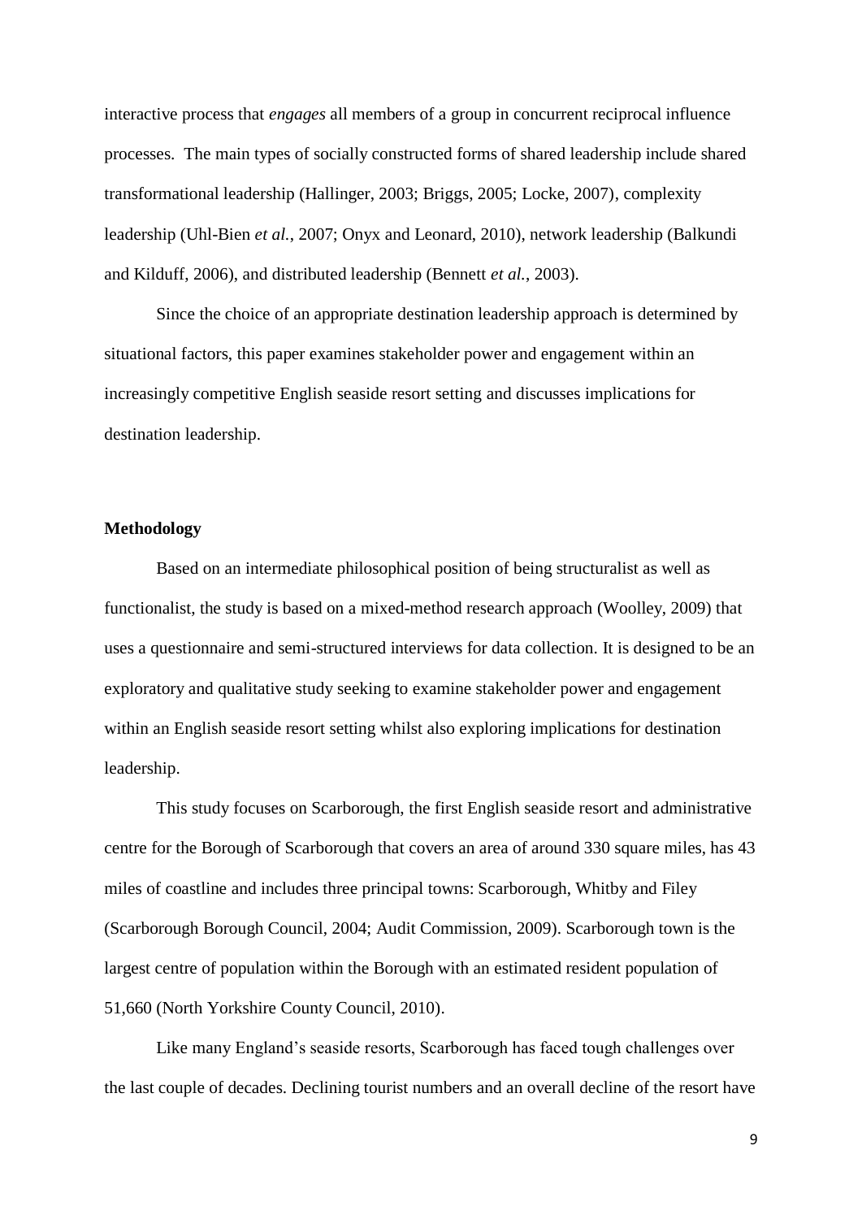interactive process that *engages* all members of a group in concurrent reciprocal influence processes. The main types of socially constructed forms of shared leadership include shared transformational leadership (Hallinger, 2003; Briggs, 2005; Locke, 2007), complexity leadership (Uhl-Bien *et al.*, 2007; Onyx and Leonard, 2010), network leadership (Balkundi and Kilduff, 2006), and distributed leadership (Bennett *et al.*, 2003).

Since the choice of an appropriate destination leadership approach is determined by situational factors, this paper examines stakeholder power and engagement within an increasingly competitive English seaside resort setting and discusses implications for destination leadership.

**Methodology**

Based on an intermediate philosophical position of being structuralist as well as functionalist, the study is based on a mixed-method research approach (Woolley, 2009) that uses a questionnaire and semi-structured interviews for data collection. It is designed to be an exploratory and qualitative study seeking to examine stakeholder power and engagement within an English seaside resort setting whilst also exploring implications for destination leadership.

This study focuses on Scarborough, the first English seaside resort and administrative centre for the Borough of Scarborough that covers an area of around 330 square miles, has 43 miles of coastline and includes three principal towns: Scarborough, Whitby and Filey (Scarborough Borough Council, 2004; Audit Commission, 2009). Scarborough town is the largest centre of population within the Borough with an estimated resident population of 51,660 (North Yorkshire County Council, 2010).

Like many England's seaside resorts, Scarborough has faced tough challenges over the last couple of decades. Declining tourist numbers and an overall decline of the resort have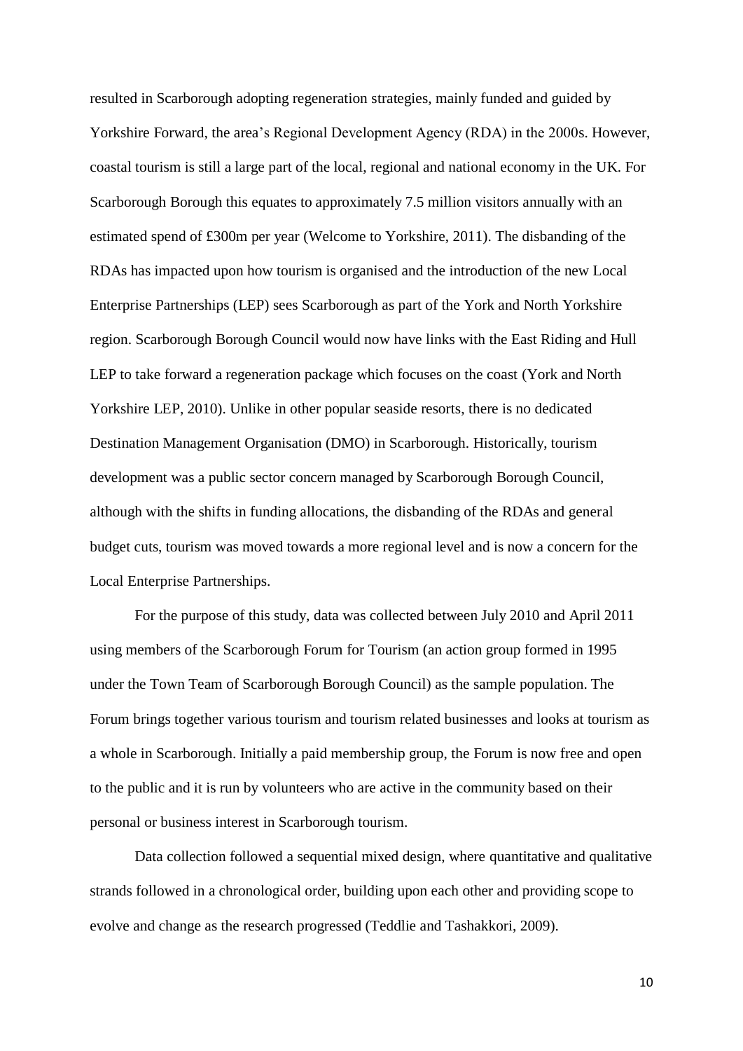resulted in Scarborough adopting regeneration strategies, mainly funded and guided by Yorkshire Forward, the area's Regional Development Agency (RDA) in the 2000s. However, coastal tourism is still a large part of the local, regional and national economy in the UK. For Scarborough Borough this equates to approximately 7.5 million visitors annually with an estimated spend of £300m per year (Welcome to Yorkshire, 2011). The disbanding of the RDAs has impacted upon how tourism is organised and the introduction of the new Local Enterprise Partnerships (LEP) sees Scarborough as part of the York and North Yorkshire region. Scarborough Borough Council would now have links with the East Riding and Hull LEP to take forward a regeneration package which focuses on the coast (York and North Yorkshire LEP, 2010). Unlike in other popular seaside resorts, there is no dedicated Destination Management Organisation (DMO) in Scarborough. Historically, tourism development was a public sector concern managed by Scarborough Borough Council, although with the shifts in funding allocations, the disbanding of the RDAs and general budget cuts, tourism was moved towards a more regional level and is now a concern for the Local Enterprise Partnerships.

For the purpose of this study, data was collected between July 2010 and April 2011 using members of the Scarborough Forum for Tourism (an action group formed in 1995 under the Town Team of Scarborough Borough Council) as the sample population. The Forum brings together various tourism and tourism related businesses and looks at tourism as a whole in Scarborough. Initially a paid membership group, the Forum is now free and open to the public and it is run by volunteers who are active in the community based on their personal or business interest in Scarborough tourism.

Data collection followed a sequential mixed design, where quantitative and qualitative strands followed in a chronological order, building upon each other and providing scope to evolve and change as the research progressed (Teddlie and Tashakkori, 2009).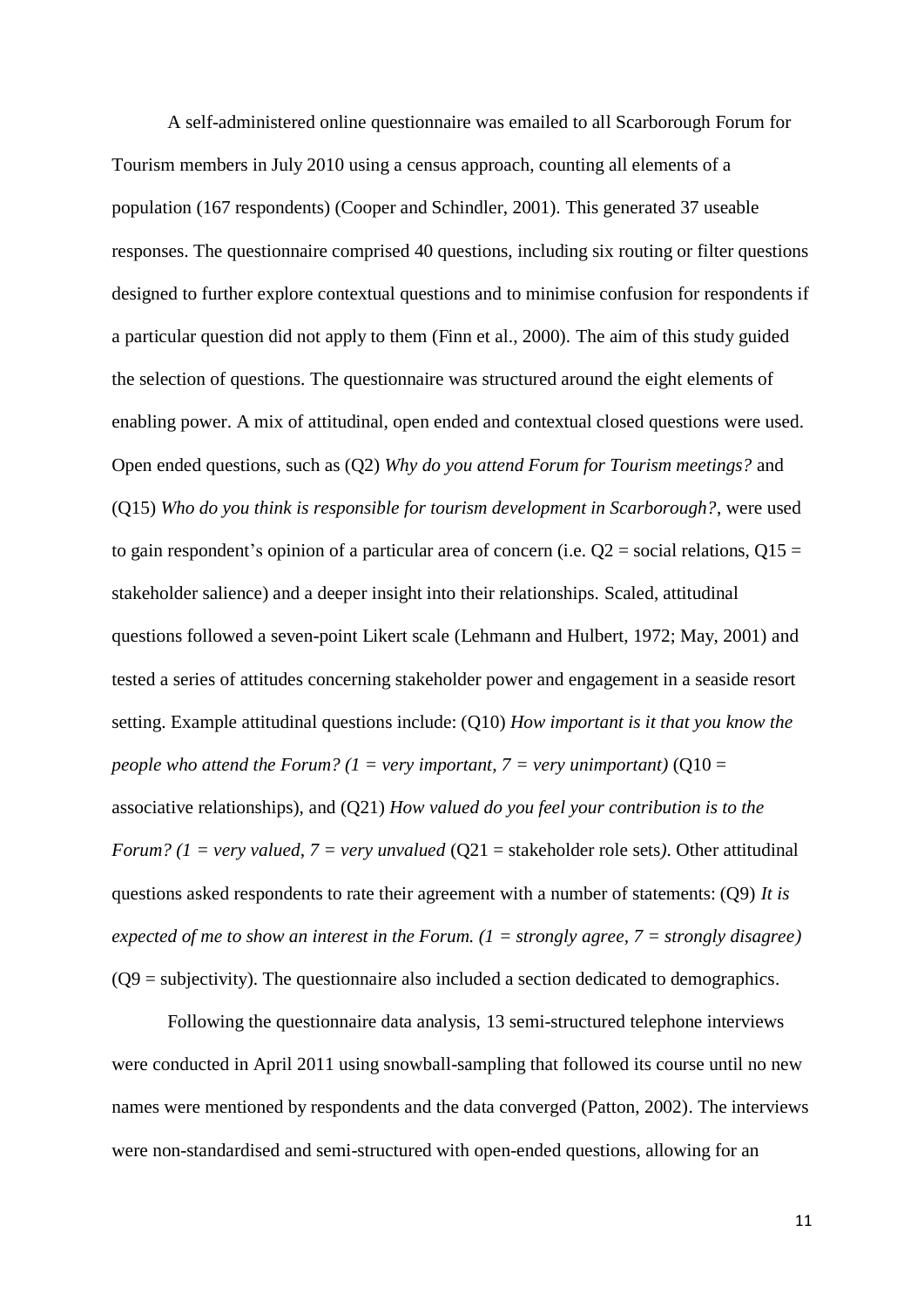A self-administered online questionnaire was emailed to all Scarborough Forum for Tourism members in July 2010 using a census approach, counting all elements of a population (167 respondents) (Cooper and Schindler, 2001). This generated 37 useable responses. The questionnaire comprised 40 questions, including six routing or filter questions designed to further explore contextual questions and to minimise confusion for respondents if a particular question did not apply to them (Finn et al., 2000). The aim of this study guided the selection of questions. The questionnaire was structured around the eight elements of enabling power. A mix of attitudinal, open ended and contextual closed questions were used. Open ended questions, such as (Q2) *Why do you attend Forum for Tourism meetings?* and (Q15) *Who do you think is responsible for tourism development in Scarborough?*, were used to gain respondent's opinion of a particular area of concern (i.e. Q2 = social relations, Q15 = stakeholder salience) and a deeper insight into their relationships. Scaled, attitudinal questions followed a seven-point Likert scale (Lehmann and Hulbert, 1972; May, 2001) and tested a series of attitudes concerning stakeholder power and engagement in a seaside resort setting. Example attitudinal questions include: (Q10) *How important is it that you know the people who attend the Forum? (1 = very important, 7 = very unimportant)* (Q10 = associative relationships), and (Q21) *How valued do you feel your contribution is to the Forum? (1 = very valued, 7 = very unvalued* (Q21 = stakeholder role sets*)*. Other attitudinal questions asked respondents to rate their agreement with a number of statements: (Q9) *It is expected of me to show an interest in the Forum. (1 = strongly agree, 7 = strongly disagree)* (Q9 = subjectivity). The questionnaire also included a section dedicated to demographics.

Following the questionnaire data analysis, 13 semi-structured telephone interviews were conducted in April 2011 using snowball-sampling that followed its course until no new names were mentioned by respondents and the data converged (Patton, 2002). The interviews were non-standardised and semi-structured with open-ended questions, allowing for an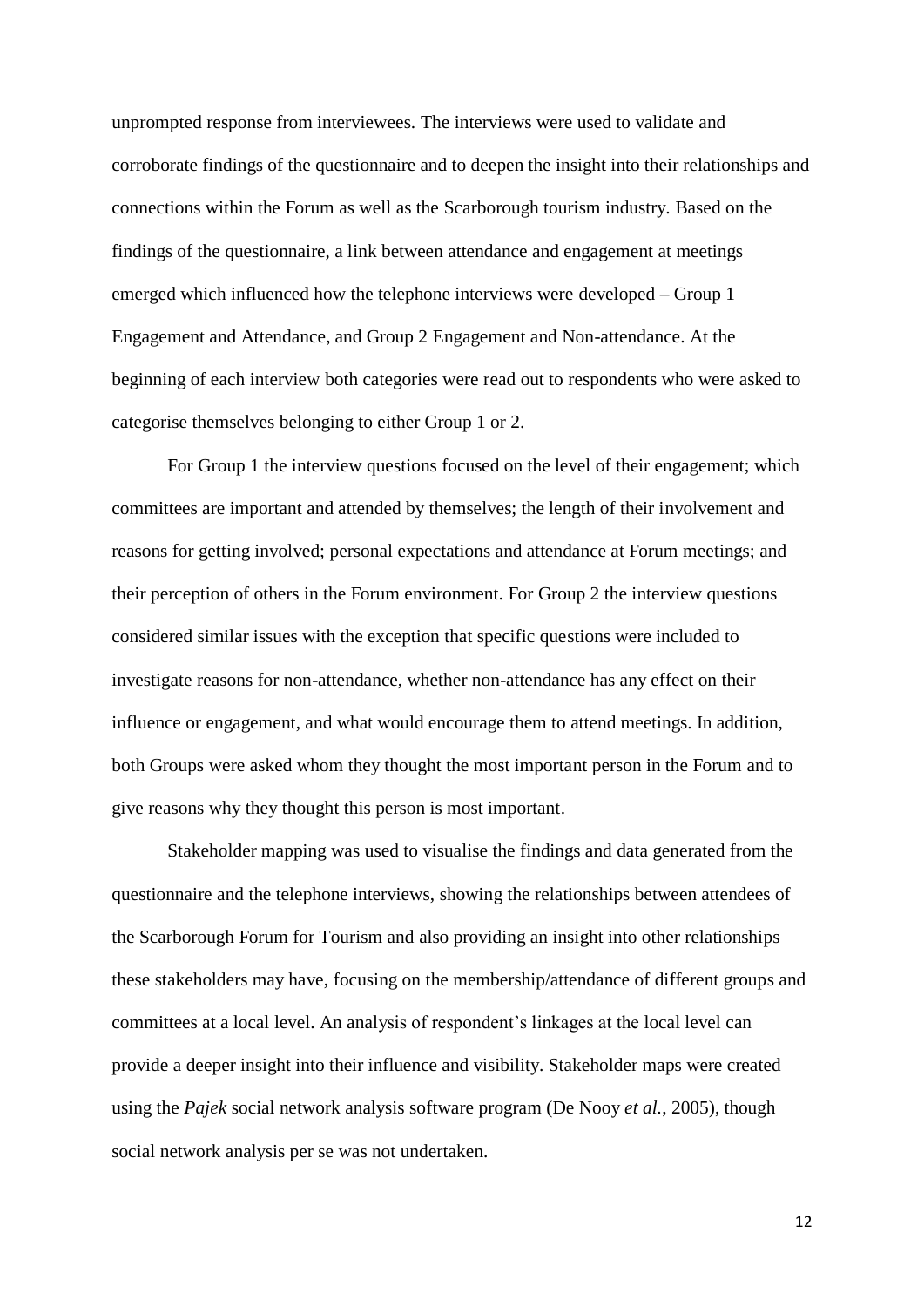unprompted response from interviewees. The interviews were used to validate and corroborate findings of the questionnaire and to deepen the insight into their relationships and connections within the Forum as well as the Scarborough tourism industry. Based on the findings of the questionnaire, a link between attendance and engagement at meetings emerged which influenced how the telephone interviews were developed – Group 1 Engagement and Attendance, and Group 2 Engagement and Non-attendance. At the beginning of each interview both categories were read out to respondents who were asked to categorise themselves belonging to either Group 1 or 2.

For Group 1 the interview questions focused on the level of their engagement; which committees are important and attended by themselves; the length of their involvement and reasons for getting involved; personal expectations and attendance at Forum meetings; and their perception of others in the Forum environment. For Group 2 the interview questions considered similar issues with the exception that specific questions were included to investigate reasons for non-attendance, whether non-attendance has any effect on their influence or engagement, and what would encourage them to attend meetings. In addition, both Groups were asked whom they thought the most important person in the Forum and to give reasons why they thought this person is most important.

Stakeholder mapping was used to visualise the findings and data generated from the questionnaire and the telephone interviews, showing the relationships between attendees of the Scarborough Forum for Tourism and also providing an insight into other relationships these stakeholders may have, focusing on the membership/attendance of different groups and committees at a local level. An analysis of respondent's linkages at the local level can provide a deeper insight into their influence and visibility. Stakeholder maps were created using the *Pajek* social network analysis software program (De Nooy *et al.*, 2005), though social network analysis per se was not undertaken.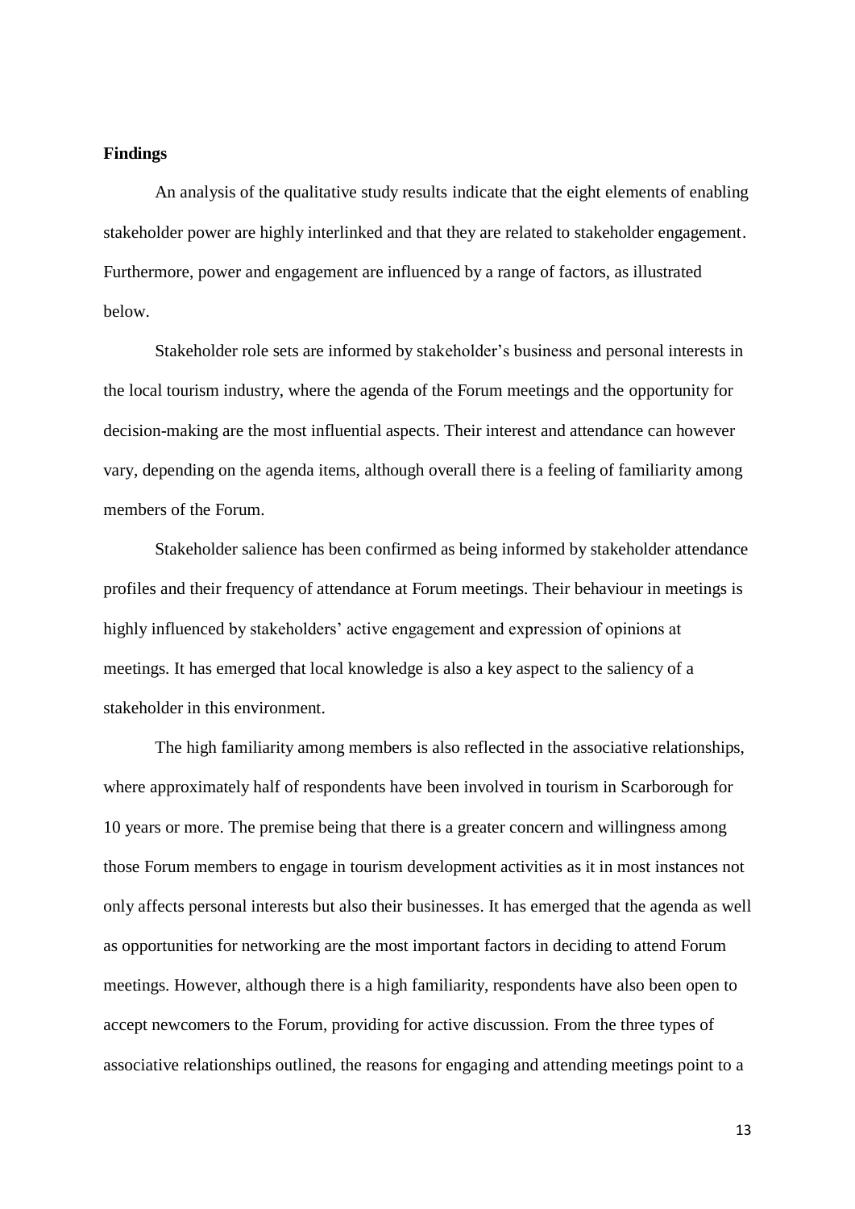## Findings

An analysis of the qualitative study results indicate that the eight elements of enabling stakeholder power are highly interlinked and that they are related to stakeholder engagement. Furthermore, power and engagement are influenced by a range of factors, as illustrated below.

Stakeholder role sets are informed by stakeholder's business and personal interests in the local tourism industry, where the agenda of the Forum meetings and the opportunity for decision-making are the most influential aspects. Their interest and attendance can however vary, depending on the agenda items, although overall there is a feeling of familiarity among members of the Forum.

Stakeholder salience has been confirmed as being informed by stakeholder attendance profiles and their frequency of attendance at Forum meetings. Their behaviour in meetings is highly influenced by stakeholders' active engagement and expression of opinions at meetings. It has emerged that local knowledge is also a key aspect to the saliency of a stakeholder in this environment.

The high familiarity among members is also reflected in the associative relationships, where approximately half of respondents have been involved in tourism in Scarborough for 10 years or more. The premise being that there is a greater concern and willingness among those Forum members to engage in tourism development activities as it in most instances not only affects personal interests but also their businesses. It has emerged that the agenda as well as opportunities for networking are the most important factors in deciding to attend Forum meetings. However, although there is a high familiarity, respondents have also been open to accept newcomers to the Forum, providing for active discussion. From the three types of associative relationships outlined, the reasons for engaging and attending meetings point to a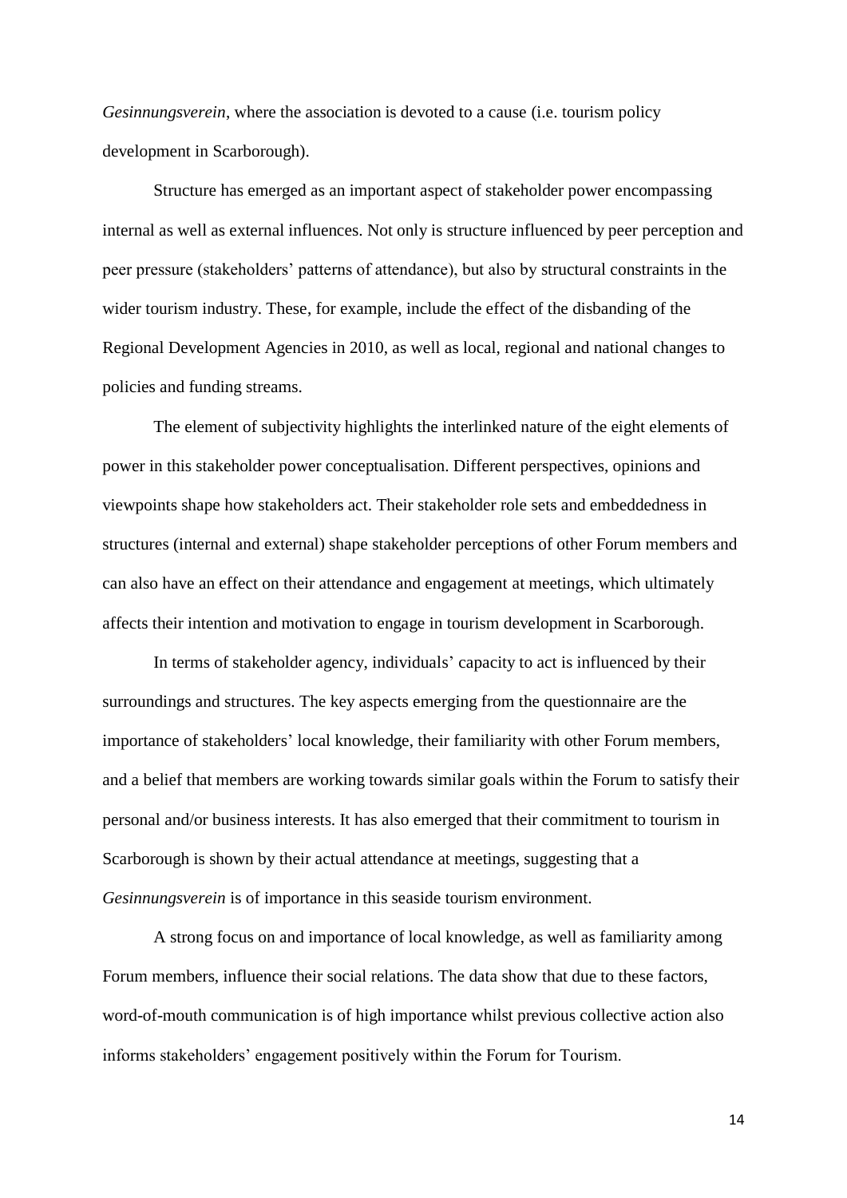*Gesinnungsverein*, where the association is devoted to a cause (i.e. tourism policy development in Scarborough).

Structure has emerged as an important aspect of stakeholder power encompassing internal as well as external influences. Not only is structure influenced by peer perception and peer pressure (stakeholders' patterns of attendance), but also by structural constraints in the wider tourism industry. These, for example, include the effect of the disbanding of the Regional Development Agencies in 2010, as well as local, regional and national changes to policies and funding streams.

The element of subjectivity highlights the interlinked nature of the eight elements of power in this stakeholder power conceptualisation. Different perspectives, opinions and viewpoints shape how stakeholders act. Their stakeholder role sets and embeddedness in structures (internal and external) shape stakeholder perceptions of other Forum members and can also have an effect on their attendance and engagement at meetings, which ultimately affects their intention and motivation to engage in tourism development in Scarborough.

In terms of stakeholder agency, individuals' capacity to act is influenced by their surroundings and structures. The key aspects emerging from the questionnaire are the importance of stakeholders' local knowledge, their familiarity with other Forum members, and a belief that members are working towards similar goals within the Forum to satisfy their personal and/or business interests. It has also emerged that their commitment to tourism in Scarborough is shown by their actual attendance at meetings, suggesting that a *Gesinnungsverein* is of importance in this seaside tourism environment.

A strong focus on and importance of local knowledge, as well as familiarity among Forum members, influence their social relations. The data show that due to these factors, word-of-mouth communication is of high importance whilst previous collective action also informs stakeholders' engagement positively within the Forum for Tourism.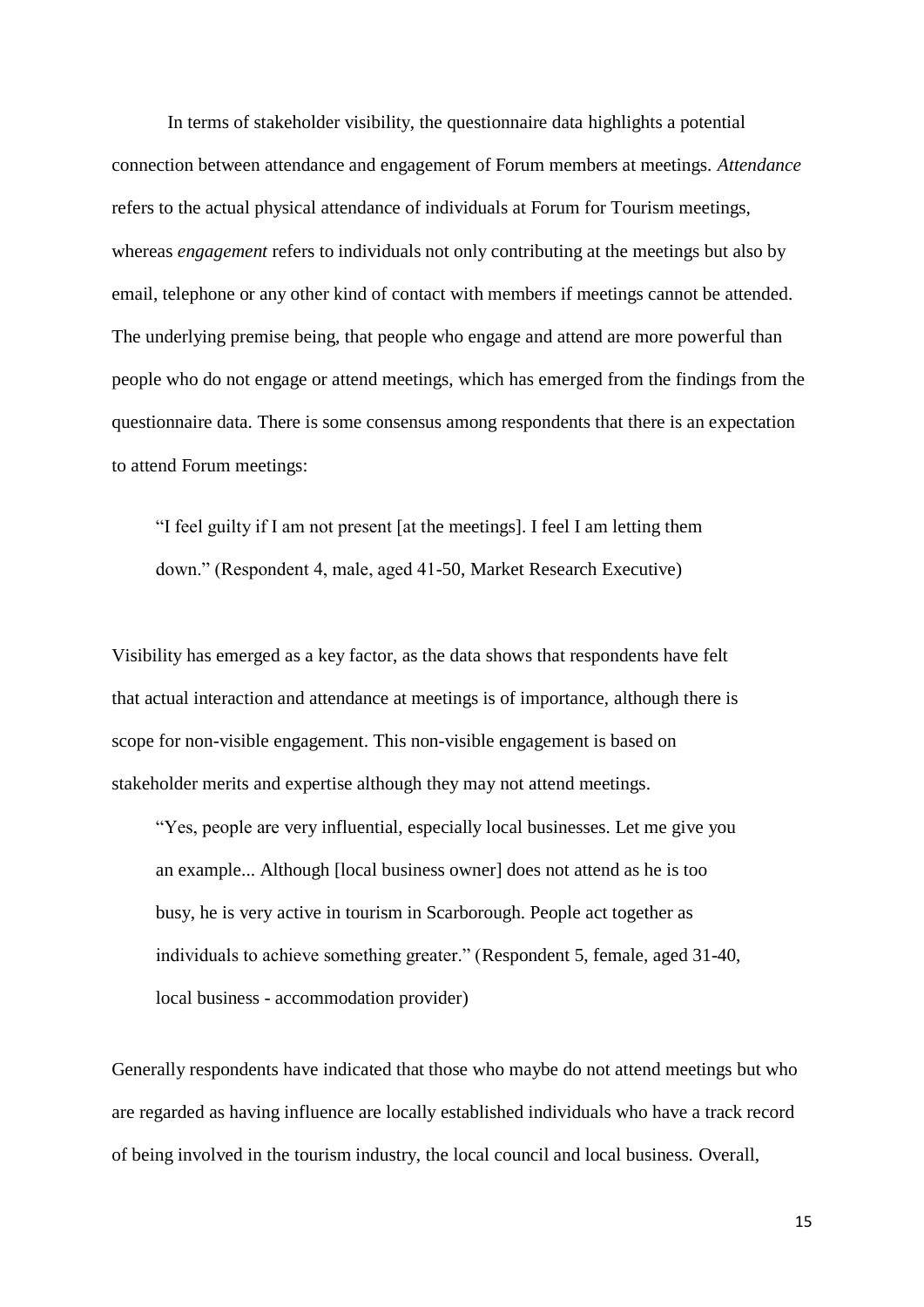In terms of stakeholder visibility, the questionnaire data highlights a potential connection between attendance and engagement of Forum members at meetings. *Attendance* refers to the actual physical attendance of individuals at Forum for Tourism meetings, whereas *engagement* refers to individuals not only contributing at the meetings but also by email, telephone or any other kind of contact with members if meetings cannot be attended. The underlying premise being, that people who engage and attend are more powerful than people who do not engage or attend meetings, which has emerged from the findings from the questionnaire data. There is some consensus among respondents that there is an expectation to attend Forum meetings:

> "I feel guilty if I am not present [at the meetings]. I feel I am letting them down." (Respondent 4, male, aged 41-50, Market Research Executive)

Visibility has emerged as a key factor, as the data shows that respondents have felt that actual interaction and attendance at meetings is of importance, although there is scope for non-visible engagement. This non-visible engagement is based on stakeholder merits and expertise although they may not attend meetings.

> "Yes, people are very influential, especially local businesses. Let me give you an example... Although [local business owner] does not attend as he is too busy, he is very active in tourism in Scarborough. People act together as individuals to achieve something greater." (Respondent 5, female, aged 31-40, local business - accommodation provider)

Generally respondents have indicated that those who maybe do not attend meetings but who are regarded as having influence are locally established individuals who have a track record of being involved in the tourism industry, the local council and local business. Overall,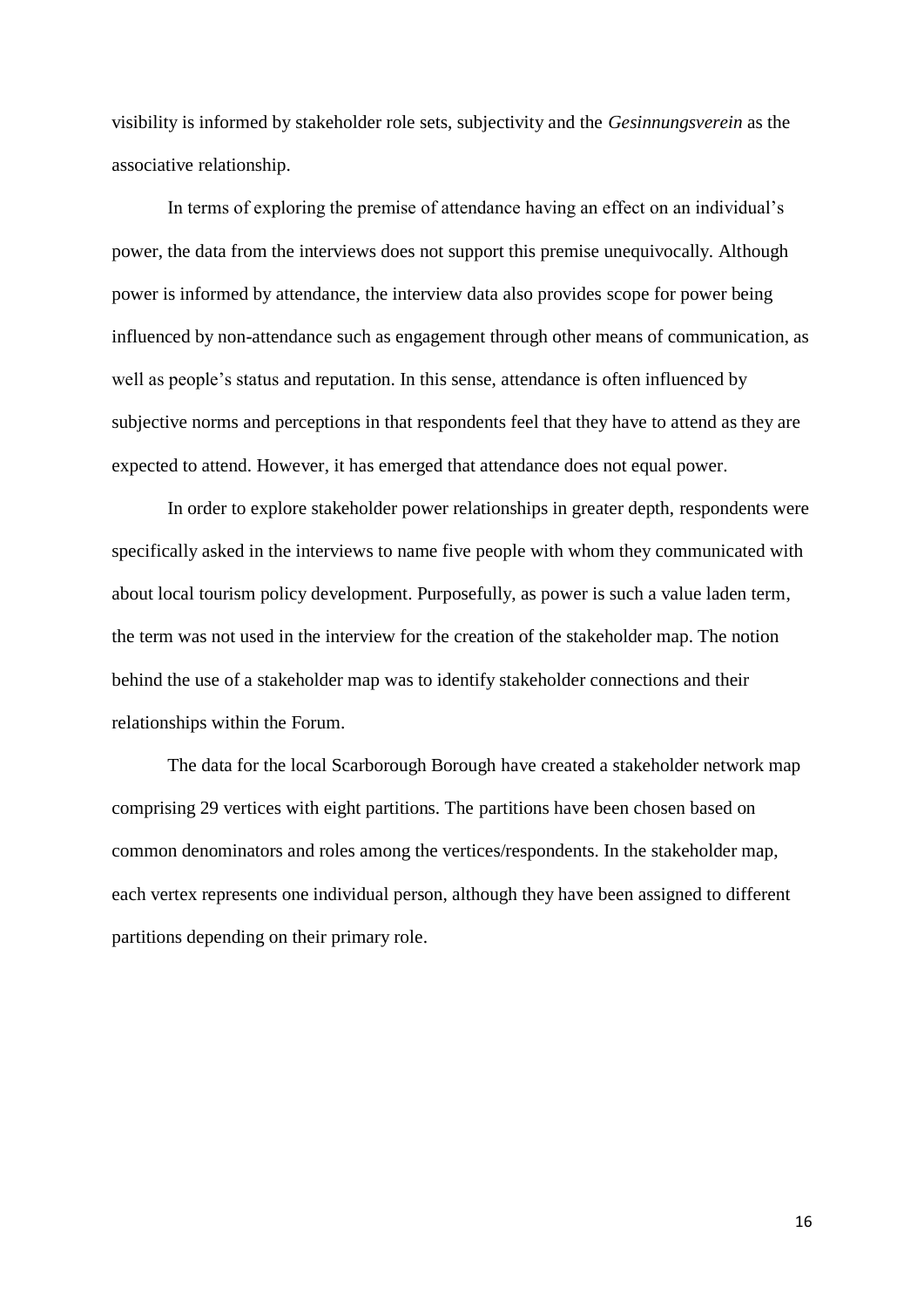visibility is informed by stakeholder role sets, subjectivity and the *Gesinnungsverein* as the associative relationship.

In terms of exploring the premise of attendance having an effect on an individual's power, the data from the interviews does not support this premise unequivocally. Although power is informed by attendance, the interview data also provides scope for power being influenced by non-attendance such as engagement through other means of communication, as well as people's status and reputation. In this sense, attendance is often influenced by subjective norms and perceptions in that respondents feel that they have to attend as they are expected to attend. However, it has emerged that attendance does not equal power.

In order to explore stakeholder power relationships in greater depth, respondents were specifically asked in the interviews to name five people with whom they communicated with about local tourism policy development. Purposefully, as power is such a value laden term, the term was not used in the interview for the creation of the stakeholder map. The notion behind the use of a stakeholder map was to identify stakeholder connections and their relationships within the Forum.

The data for the local Scarborough Borough have created a stakeholder network map comprising 29 vertices with eight partitions. The partitions have been chosen based on common denominators and roles among the vertices/respondents. In the stakeholder map, each vertex represents one individual person, although they have been assigned to different partitions depending on their primary role.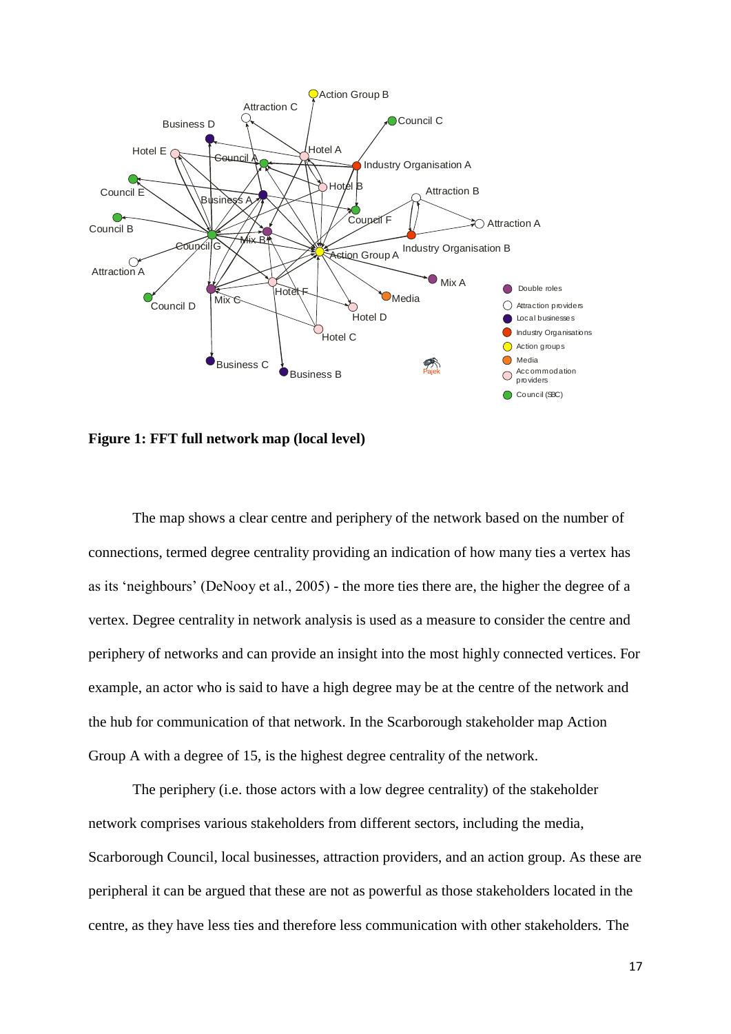**Figure 1: FFT full network map (local level)**

The map shows a clear centre and periphery of the network based on the number of connections, termed degree centrality providing an indication of how many ties a vertex has as its 'neighbours' (DeNooy et al., 2005) - the more ties there are, the higher the degree of a vertex. Degree centrality in network analysis is used as a measure to consider the centre and periphery of networks and can provide an insight into the most highly connected vertices. For example, an actor who is said to have a high degree may be at the centre of the network and the hub for communication of that network. In the Scarborough stakeholder map Action Group A with a degree of 15, is the highest degree centrality of the network.

The periphery (i.e. those actors with a low degree centrality) of the stakeholder network comprises various stakeholders from different sectors, including the media, Scarborough Council, local businesses, attraction providers, and an action group. As these are peripheral it can be argued that these are not as powerful as those stakeholders located in the centre, as they have less ties and therefore less communication with other stakeholders. The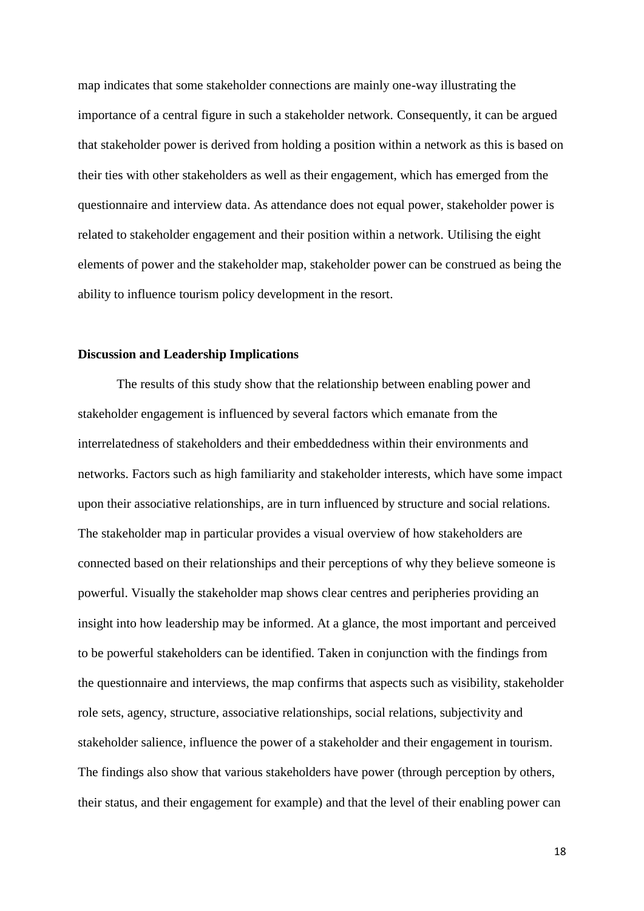map indicates that some stakeholder connections are mainly one-way illustrating the importance of a central figure in such a stakeholder network. Consequently, it can be argued that stakeholder power is derived from holding a position within a network as this is based on their ties with other stakeholders as well as their engagement, which has emerged from the questionnaire and interview data. As attendance does not equal power, stakeholder power is related to stakeholder engagement and their position within a network. Utilising the eight elements of power and the stakeholder map, stakeholder power can be construed as being the ability to influence tourism policy development in the resort.

**Discussion and Leadership Implications**

The results of this study show that the relationship between enabling power and stakeholder engagement is influenced by several factors which emanate from the interrelatedness of stakeholders and their embeddedness within their environments and networks. Factors such as high familiarity and stakeholder interests, which have some impact upon their associative relationships, are in turn influenced by structure and social relations. The stakeholder map in particular provides a visual overview of how stakeholders are connected based on their relationships and their perceptions of why they believe someone is powerful. Visually the stakeholder map shows clear centres and peripheries providing an insight into how leadership may be informed. At a glance, the most important and perceived to be powerful stakeholders can be identified. Taken in conjunction with the findings from the questionnaire and interviews, the map confirms that aspects such as visibility, stakeholder role sets, agency, structure, associative relationships, social relations, subjectivity and stakeholder salience, influence the power of a stakeholder and their engagement in tourism. The findings also show that various stakeholders have power (through perception by others, their status, and their engagement for example) and that the level of their enabling power can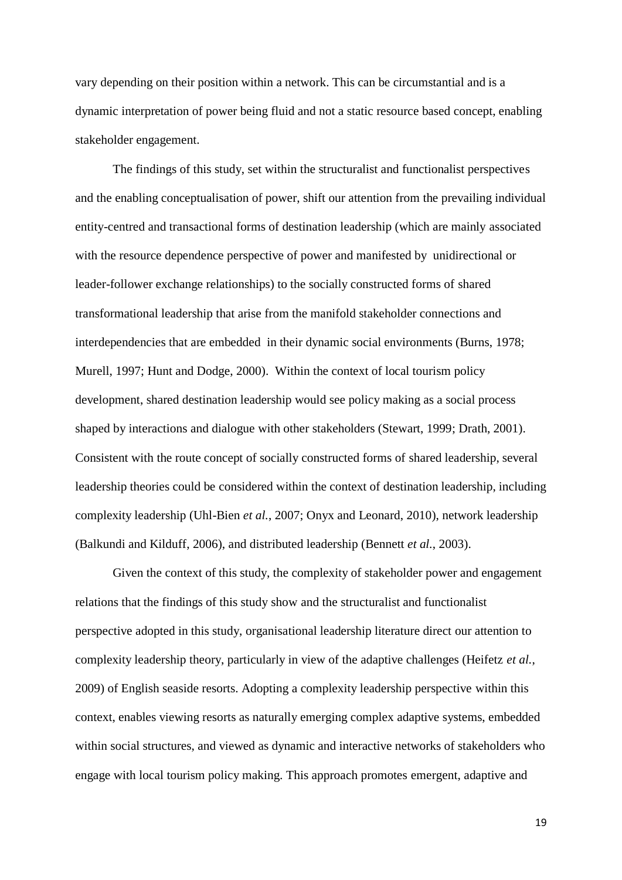vary depending on their position within a network. This can be circumstantial and is a dynamic interpretation of power being fluid and not a static resource based concept, enabling stakeholder engagement.

The findings of this study, set within the structuralist and functionalist perspectives and the enabling conceptualisation of power, shift our attention from the prevailing individual entity-centred and transactional forms of destination leadership (which are mainly associated with the resource dependence perspective of power and manifested by unidirectional or leader-follower exchange relationships) to the socially constructed forms of shared transformational leadership that arise from the manifold stakeholder connections and interdependencies that are embedded in their dynamic social environments (Burns, 1978; Murell, 1997; Hunt and Dodge, 2000). Within the context of local tourism policy development, shared destination leadership would see policy making as a social process shaped by interactions and dialogue with other stakeholders (Stewart, 1999; Drath, 2001). Consistent with the route concept of socially constructed forms of shared leadership, several leadership theories could be considered within the context of destination leadership, including complexity leadership (Uhl-Bien *et al.*, 2007; Onyx and Leonard, 2010), network leadership (Balkundi and Kilduff, 2006), and distributed leadership (Bennett *et al.*, 2003).

Given the context of this study, the complexity of stakeholder power and engagement relations that the findings of this study show and the structuralist and functionalist perspective adopted in this study, organisational leadership literature direct our attention to complexity leadership theory, particularly in view of the adaptive challenges (Heifetz *et al.*, 2009) of English seaside resorts. Adopting a complexity leadership perspective within this context, enables viewing resorts as naturally emerging complex adaptive systems, embedded within social structures, and viewed as dynamic and interactive networks of stakeholders who engage with local tourism policy making. This approach promotes emergent, adaptive and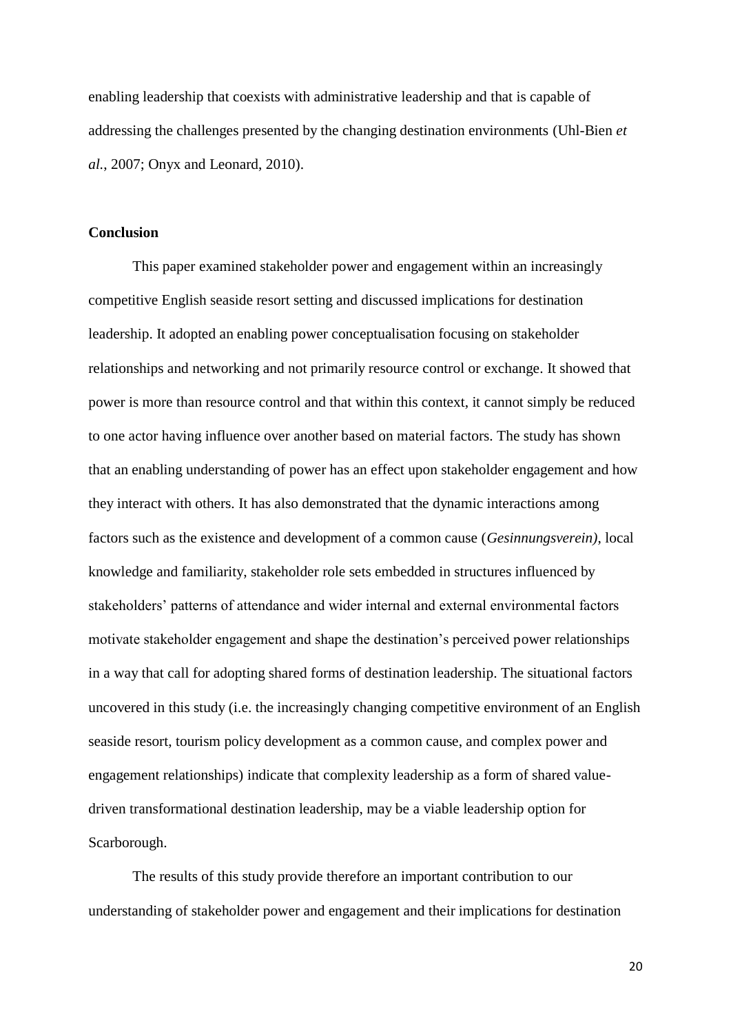enabling leadership that coexists with administrative leadership and that is capable of addressing the challenges presented by the changing destination environments (Uhl-Bien *et al.*, 2007; Onyx and Leonard, 2010).

## Conclusion

This paper examined stakeholder power and engagement within an increasingly competitive English seaside resort setting and discussed implications for destination leadership. It adopted an enabling power conceptualisation focusing on stakeholder relationships and networking and not primarily resource control or exchange. It showed that power is more than resource control and that within this context, it cannot simply be reduced to one actor having influence over another based on material factors. The study has shown that an enabling understanding of power has an effect upon stakeholder engagement and how they interact with others. It has also demonstrated that the dynamic interactions among factors such as the existence and development of a common cause (*Gesinnungsverein)*, local knowledge and familiarity, stakeholder role sets embedded in structures influenced by stakeholders' patterns of attendance and wider internal and external environmental factors motivate stakeholder engagement and shape the destination's perceived power relationships in a way that call for adopting shared forms of destination leadership. The situational factors uncovered in this study (i.e. the increasingly changing competitive environment of an English seaside resort, tourism policy development as a common cause, and complex power and engagement relationships) indicate that complexity leadership as a form of shared value-driven transformational destination leadership, may be a viable leadership option for Scarborough.

The results of this study provide therefore an important contribution to our understanding of stakeholder power and engagement and their implications for destination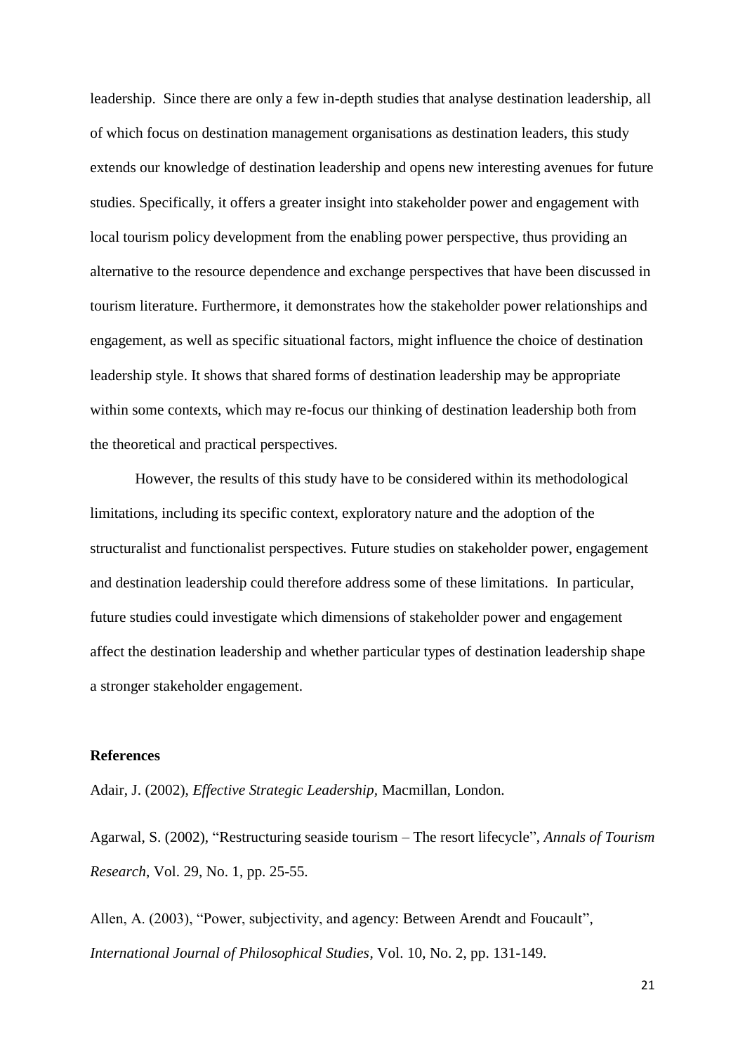leadership. Since there are only a few in-depth studies that analyse destination leadership, all of which focus on destination management organisations as destination leaders, this study extends our knowledge of destination leadership and opens new interesting avenues for future studies. Specifically, it offers a greater insight into stakeholder power and engagement with local tourism policy development from the enabling power perspective, thus providing an alternative to the resource dependence and exchange perspectives that have been discussed in tourism literature. Furthermore, it demonstrates how the stakeholder power relationships and engagement, as well as specific situational factors, might influence the choice of destination leadership style. It shows that shared forms of destination leadership may be appropriate within some contexts, which may re-focus our thinking of destination leadership both from the theoretical and practical perspectives.

However, the results of this study have to be considered within its methodological limitations, including its specific context, exploratory nature and the adoption of the structuralist and functionalist perspectives. Future studies on stakeholder power, engagement and destination leadership could therefore address some of these limitations. In particular, future studies could investigate which dimensions of stakeholder power and engagement affect the destination leadership and whether particular types of destination leadership shape a stronger stakeholder engagement.

**References**

Adair, J. (2002), *Effective Strategic Leadership,* Macmillan, London.

Agarwal, S. (2002), "Restructuring seaside tourism – The resort lifecycle", *Annals of Tourism Research*, Vol. 29, No. 1, pp. 25-55.

Allen, A. (2003), "Power, subjectivity, and agency: Between Arendt and Foucault", *International Journal of Philosophical Studies*, Vol. 10, No. 2, pp. 131-149.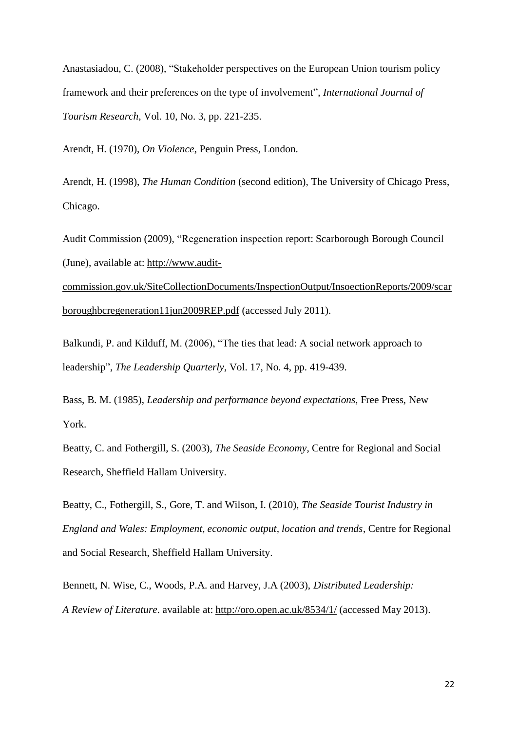Anastasiadou, C. (2008), "Stakeholder perspectives on the European Union tourism policy framework and their preferences on the type of involvement", *International Journal of Tourism Research*, Vol. 10, No. 3, pp. 221-235.

Arendt, H. (1970), *On Violence*, Penguin Press, London.

Arendt, H. (1998), *The Human Condition* (second edition), The University of Chicago Press, Chicago.

Audit Commission (2009), "Regeneration inspection report: Scarborough Borough Council (June), available at: http://www.audit-commission.gov.uk/SiteCollectionDocuments/InspectionOutput/InsoectionReports/2009/scarboroughbcregeneration11jun2009REP.pdf (accessed July 2011).

Balkundi, P. and Kilduff, M. (2006), "The ties that lead: A social network approach to leadership", *The Leadership Quarterly*, Vol. 17, No. 4, pp. 419-439.

Bass, B. M. (1985), *Leadership and performance beyond expectations*, Free Press, New York.

Beatty, C. and Fothergill, S. (2003), *The Seaside Economy*, Centre for Regional and Social Research, Sheffield Hallam University.

Beatty, C., Fothergill, S., Gore, T. and Wilson, I. (2010), *The Seaside Tourist Industry in England and Wales: Employment, economic output, location and trends*, Centre for Regional and Social Research, Sheffield Hallam University.

Bennett, N. Wise, C., Woods, P.A. and Harvey, J.A (2003), *Distributed Leadership: A Review of Literature*. available at: http://oro.open.ac.uk/8534/1/ (accessed May 2013).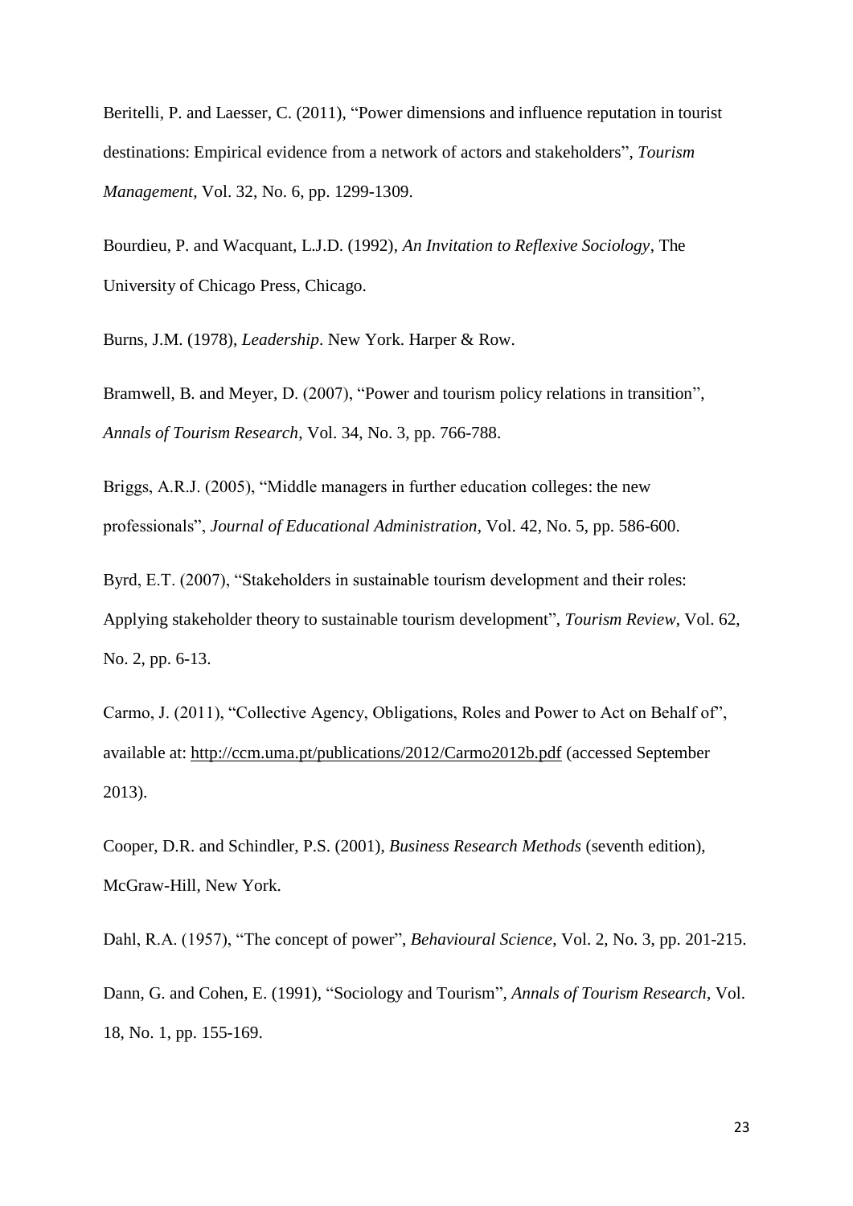Beritelli, P. and Laesser, C. (2011), "Power dimensions and influence reputation in tourist destinations: Empirical evidence from a network of actors and stakeholders", *Tourism Management*, Vol. 32, No. 6, pp. 1299-1309.

Bourdieu, P. and Wacquant, L.J.D. (1992), *An Invitation to Reflexive Sociology*, The University of Chicago Press, Chicago.

Burns, J.M. (1978), *Leadership*. New York. Harper & Row.

Bramwell, B. and Meyer, D. (2007), "Power and tourism policy relations in transition", *Annals of Tourism Research*, Vol. 34, No. 3, pp. 766-788.

Briggs, A.R.J. (2005), "Middle managers in further education colleges: the new professionals", *Journal of Educational Administration*, Vol. 42, No. 5, pp. 586-600.

Byrd, E.T. (2007), "Stakeholders in sustainable tourism development and their roles: Applying stakeholder theory to sustainable tourism development", *Tourism Review*, Vol. 62, No. 2, pp. 6-13.

Carmo, J. (2011), "Collective Agency, Obligations, Roles and Power to Act on Behalf of", available at: http://ccm.uma.pt/publications/2012/Carmo2012b.pdf (accessed September 2013).

Cooper, D.R. and Schindler, P.S. (2001), *Business Research Methods* (seventh edition), McGraw-Hill, New York.

Dahl, R.A. (1957), "The concept of power", *Behavioural Science*, Vol. 2, No. 3, pp. 201-215.

Dann, G. and Cohen, E. (1991), "Sociology and Tourism", *Annals of Tourism Research*, Vol. 18, No. 1, pp. 155-169.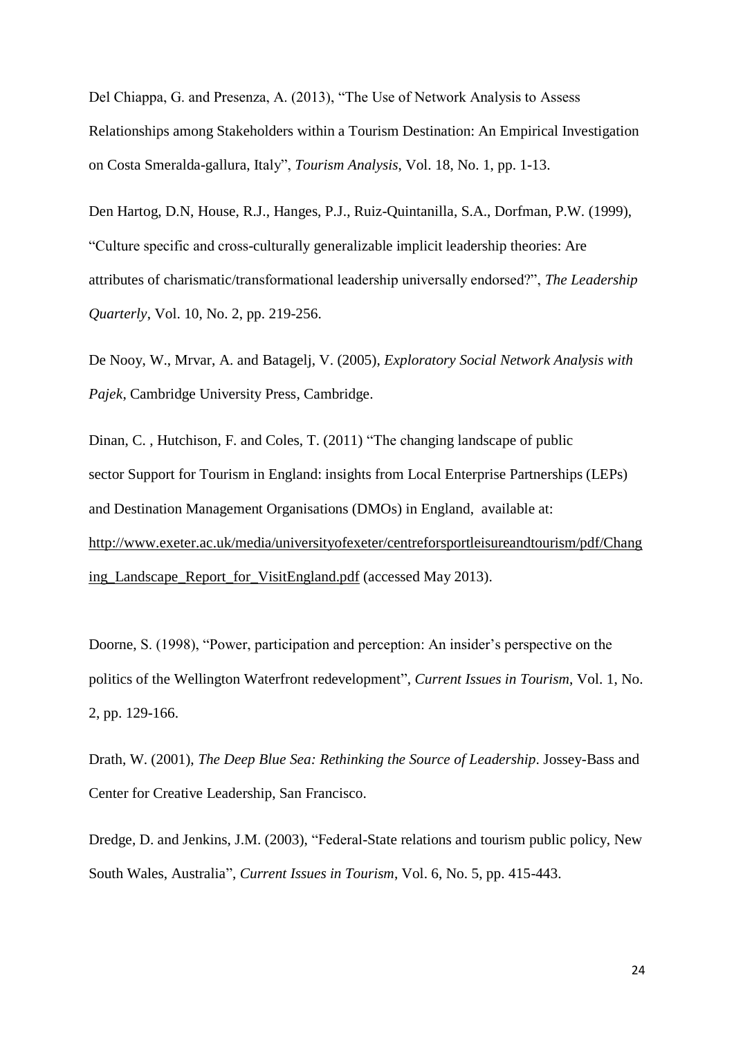Del Chiappa, G. and Presenza, A. (2013), "The Use of Network Analysis to Assess Relationships among Stakeholders within a Tourism Destination: An Empirical Investigation on Costa Smeralda-gallura, Italy", *Tourism Analysis*, Vol. 18, No. 1, pp. 1-13.

Den Hartog, D.N, House, R.J., Hanges, P.J., Ruiz-Quintanilla, S.A., Dorfman, P.W. (1999), "Culture specific and cross-culturally generalizable implicit leadership theories: Are attributes of charismatic/transformational leadership universally endorsed?", *The Leadership Quarterly*, Vol. 10, No. 2, pp. 219-256.

De Nooy, W., Mrvar, A. and Batagelj, V. (2005), *Exploratory Social Network Analysis with Pajek*, Cambridge University Press, Cambridge.

Dinan, C. , Hutchison, F. and Coles, T. (2011) "The changing landscape of public sector Support for Tourism in England: insights from Local Enterprise Partnerships (LEPs) and Destination Management Organisations (DMOs) in England, available at: http://www.exeter.ac.uk/media/universityofexeter/centreforsportleisureandtourism/pdf/Changing_Landscape_Report_for_VisitEngland.pdf (accessed May 2013).

Doorne, S. (1998), "Power, participation and perception: An insider's perspective on the politics of the Wellington Waterfront redevelopment", *Current Issues in Tourism*, Vol. 1, No. 2, pp. 129-166.

Drath, W. (2001), *The Deep Blue Sea: Rethinking the Source of Leadership*. Jossey-Bass and Center for Creative Leadership, San Francisco.

Dredge, D. and Jenkins, J.M. (2003), "Federal-State relations and tourism public policy, New South Wales, Australia", *Current Issues in Tourism*, Vol. 6, No. 5, pp. 415-443.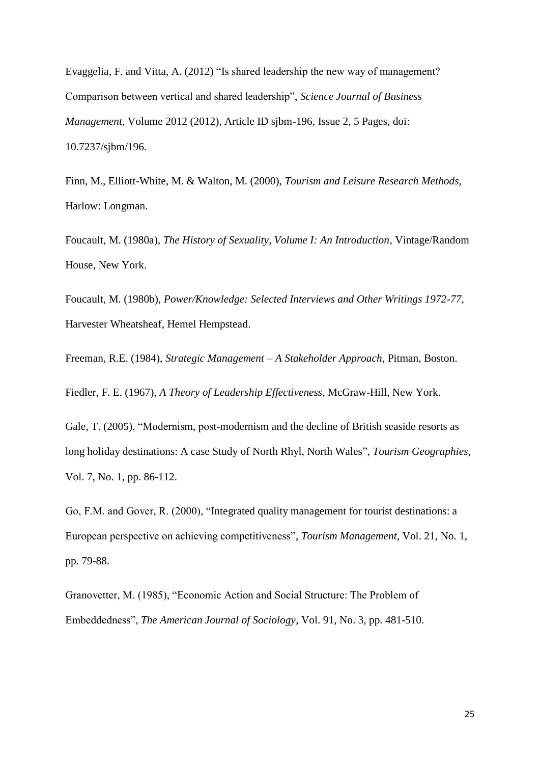Evaggelia, F. and Vitta, A. (2012) “Is shared leadership the new way of management? Comparison between vertical and shared leadership”, *Science Journal of Business Management*, Volume 2012 (2012), Article ID sjbm-196, Issue 2, 5 Pages, doi: 10.7237/sjbm/196.

Finn, M., Elliott-White, M. & Walton, M. (2000), *Tourism and Leisure Research Methods*, Harlow: Longman.

Foucault, M. (1980a), *The History of Sexuality, Volume I: An Introduction*, Vintage/Random House, New York.

Foucault, M. (1980b), *Power/Knowledge: Selected Interviews and Other Writings 1972-77*, Harvester Wheatsheaf, Hemel Hempstead.

Freeman, R.E. (1984), *Strategic Management – A Stakeholder Approach*, Pitman, Boston.

Fiedler, F. E. (1967), *A Theory of Leadership Effectiveness*, McGraw-Hill, New York.

Gale, T. (2005), “Modernism, post-modernism and the decline of British seaside resorts as long holiday destinations: A case Study of North Rhyl, North Wales”, *Tourism Geographies*, Vol. 7, No. 1, pp. 86-112.

Go, F.M. and Gover, R. (2000), “Integrated quality management for tourist destinations: a European perspective on achieving competitiveness”, *Tourism Management*, Vol. 21, No. 1, pp. 79-88.

Granovetter, M. (1985), “Economic Action and Social Structure: The Problem of Embeddedness”, *The American Journal of Sociology*, Vol. 91, No. 3, pp. 481-510.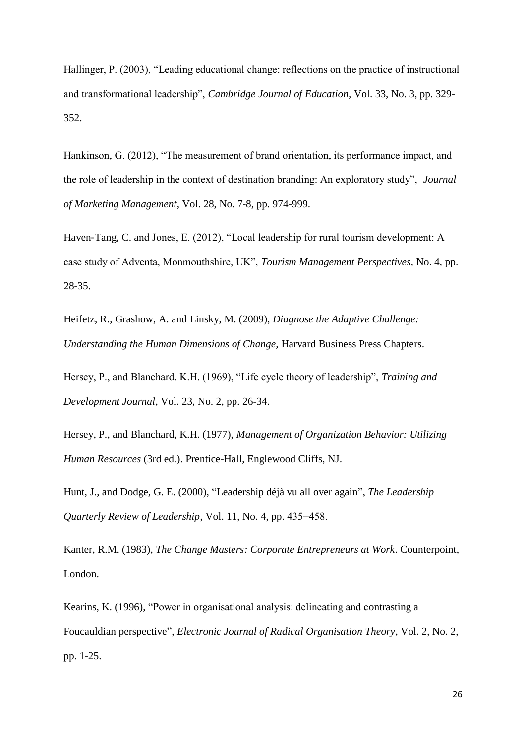Hallinger, P. (2003), "Leading educational change: reflections on the practice of instructional and transformational leadership", *Cambridge Journal of Education,* Vol. 33, No. 3, pp. 329-352.

Hankinson, G. (2012), "The measurement of brand orientation, its performance impact, and the role of leadership in the context of destination branding: An exploratory study", *Journal of Marketing Management*, Vol. 28, No. 7-8, pp. 974-999.

Haven-Tang, C. and Jones, E. (2012), "Local leadership for rural tourism development: A case study of Adventa, Monmouthshire, UK", *Tourism Management Perspectives*, No. 4, pp. 28-35.

Heifetz, R., Grashow, A. and Linsky, M. (2009), *Diagnose the Adaptive Challenge: Understanding the Human Dimensions of Change,* Harvard Business Press Chapters.

Hersey, P., and Blanchard. K.H. (1969), "Life cycle theory of leadership", *Training and Development Journal*, Vol. 23, No. 2, pp. 26-34.

Hersey, P., and Blanchard, K.H. (1977), *Management of Organization Behavior: Utilizing Human Resources* (3rd ed.). Prentice-Hall, Englewood Cliffs, NJ.

Hunt, J., and Dodge, G. E. (2000), "Leadership déjà vu all over again", *The Leadership Quarterly Review of Leadership*, Vol. 11, No. 4, pp. 435−458.

Kanter, R.M. (1983), *The Change Masters: Corporate Entrepreneurs at Work*. Counterpoint, London.

Kearins, K. (1996), "Power in organisational analysis: delineating and contrasting a Foucauldian perspective", *Electronic Journal of Radical Organisation Theory*, Vol. 2, No. 2, pp. 1-25.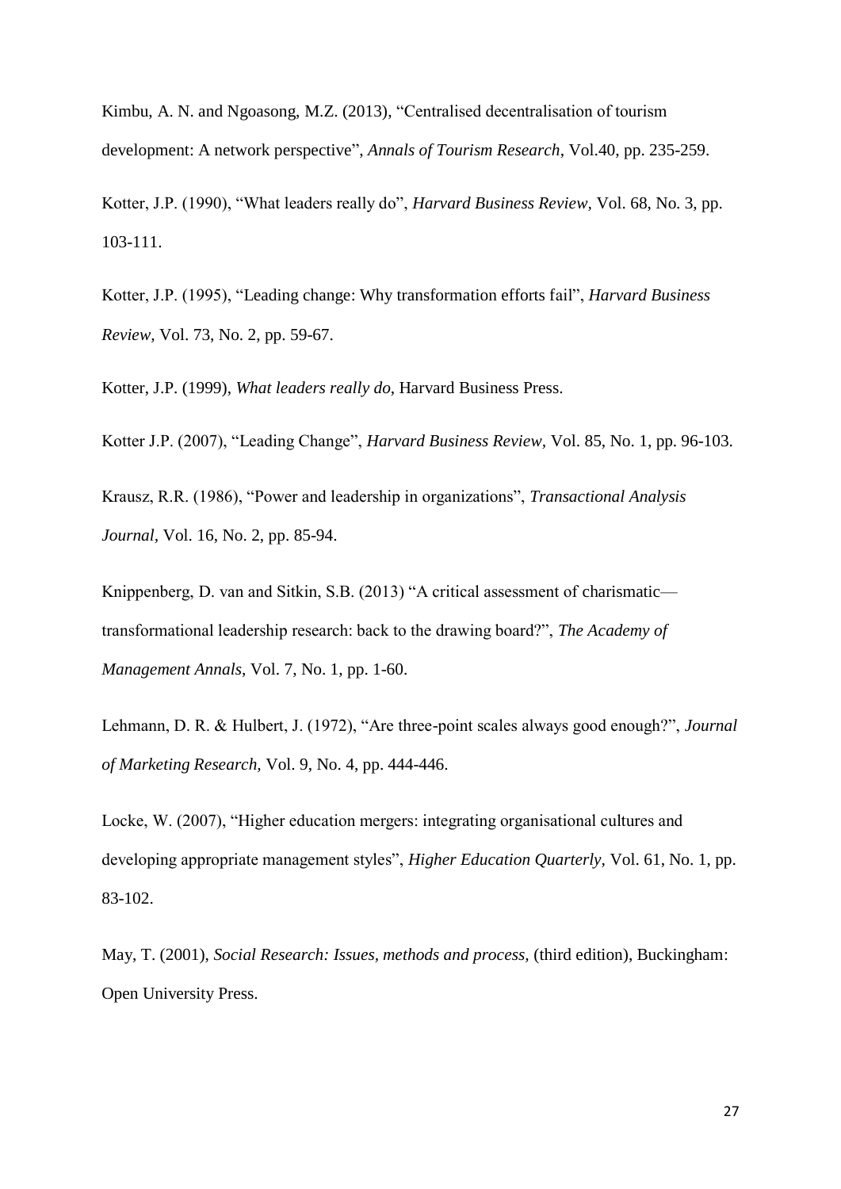Kimbu, A. N. and Ngoasong, M.Z. (2013), "Centralised decentralisation of tourism development: A network perspective", *Annals of Tourism Research,* Vol.40, pp. 235-259.

Kotter, J.P. (1990), "What leaders really do", *Harvard Business Review,* Vol. 68, No. 3, pp. 103-111.

Kotter, J.P. (1995), "Leading change: Why transformation efforts fail", *Harvard Business Review,* Vol. 73, No. 2, pp. 59-67.

Kotter, J.P. (1999), *What leaders really do*, Harvard Business Press.

Kotter J.P. (2007), "Leading Change", *Harvard Business Review,* Vol. 85, No. 1, pp. 96-103.

Krausz, R.R. (1986), "Power and leadership in organizations", *Transactional Analysis Journal,* Vol. 16, No. 2, pp. 85-94.

Knippenberg, D. van and Sitkin, S.B. (2013) "A critical assessment of charismatic—transformational leadership research: back to the drawing board?", *The Academy of Management Annals*, Vol. 7, No. 1, pp. 1-60.

Lehmann, D. R. & Hulbert, J. (1972), "Are three-point scales always good enough?", *Journal of Marketing Research,* Vol. 9, No. 4, pp. 444-446.

Locke, W. (2007), "Higher education mergers: integrating organisational cultures and developing appropriate management styles", *Higher Education Quarterly,* Vol. 61, No. 1, pp. 83-102.

May, T. (2001), *Social Research: Issues, methods and process,* (third edition), Buckingham: Open University Press.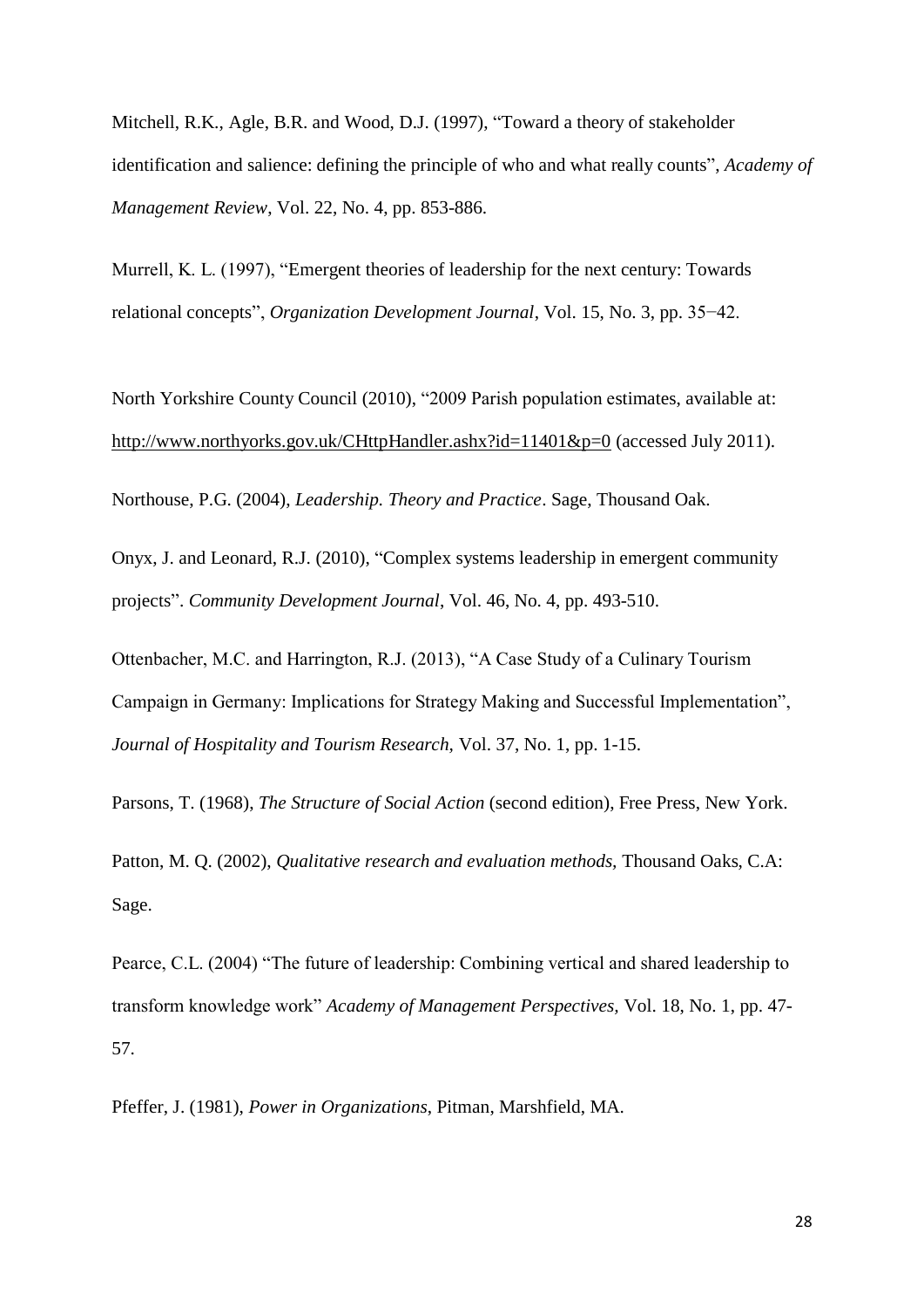Mitchell, R.K., Agle, B.R. and Wood, D.J. (1997), "Toward a theory of stakeholder identification and salience: defining the principle of who and what really counts", *Academy of Management Review*, Vol. 22, No. 4, pp. 853-886.

Murrell, K. L. (1997), "Emergent theories of leadership for the next century: Towards relational concepts", *Organization Development Journal*, Vol. 15, No. 3, pp. 35−42.

North Yorkshire County Council (2010), "2009 Parish population estimates, available at: http://www.northyorks.gov.uk/CHttpHandler.ashx?id=11401&p=0 (accessed July 2011).

Northouse, P.G. (2004), *Leadership. Theory and Practice*. Sage, Thousand Oak.

Onyx, J. and Leonard, R.J. (2010), "Complex systems leadership in emergent community projects". *Community Development Journal*, Vol. 46, No. 4, pp. 493-510.

Ottenbacher, M.C. and Harrington, R.J. (2013), "A Case Study of a Culinary Tourism Campaign in Germany: Implications for Strategy Making and Successful Implementation", *Journal of Hospitality and Tourism Research,* Vol. 37, No. 1, pp. 1-15.

Parsons, T. (1968), *The Structure of Social Action* (second edition), Free Press, New York.

Patton, M. Q. (2002), *Qualitative research and evaluation methods,* Thousand Oaks, C.A: Sage.

Pearce, C.L. (2004) "The future of leadership: Combining vertical and shared leadership to transform knowledge work" *Academy of Management Perspectives,* Vol. 18, No. 1, pp. 47-57.

Pfeffer, J. (1981), *Power in Organizations*, Pitman, Marshfield, MA.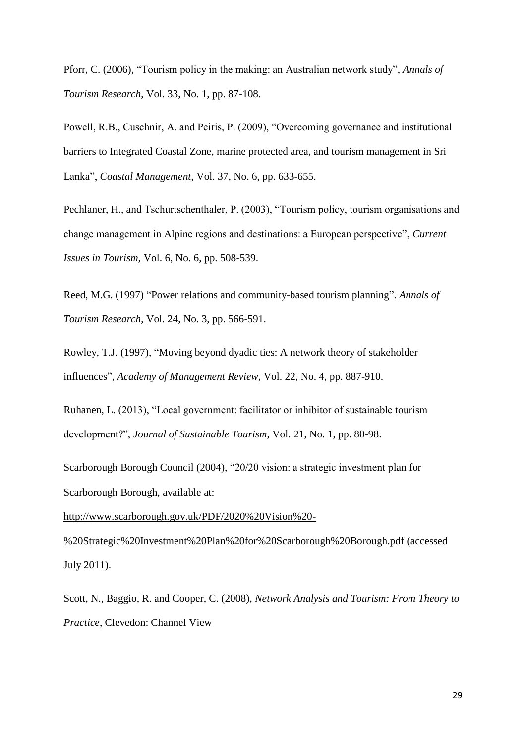Pforr, C. (2006), “Tourism policy in the making: an Australian network study”, *Annals of Tourism Research*, Vol. 33, No. 1, pp. 87-108.

Powell, R.B., Cuschnir, A. and Peiris, P. (2009), “Overcoming governance and institutional barriers to Integrated Coastal Zone, marine protected area, and tourism management in Sri Lanka”, *Coastal Management*, Vol. 37, No. 6, pp. 633-655.

Pechlaner, H., and Tschurtschenthaler, P. (2003), “Tourism policy, tourism organisations and change management in Alpine regions and destinations: a European perspective”, *Current Issues in Tourism*, Vol. 6, No. 6, pp. 508-539.

Reed, M.G. (1997) “Power relations and community-based tourism planning”. *Annals of Tourism Research*, Vol. 24, No. 3, pp. 566-591.

Rowley, T.J. (1997), “Moving beyond dyadic ties: A network theory of stakeholder influences”, *Academy of Management Review*, Vol. 22, No. 4, pp. 887-910.

Ruhanen, L. (2013), “Local government: facilitator or inhibitor of sustainable tourism development?”, *Journal of Sustainable Tourism*, Vol. 21, No. 1, pp. 80-98.

Scarborough Borough Council (2004), “20/20 vision: a strategic investment plan for Scarborough Borough, available at: http://www.scarborough.gov.uk/PDF/2020%20Vision%20-%20Strategic%20Investment%20Plan%20for%20Scarborough%20Borough.pdf (accessed July 2011).

Scott, N., Baggio, R. and Cooper, C. (2008), *Network Analysis and Tourism: From Theory to Practice*, Clevedon: Channel View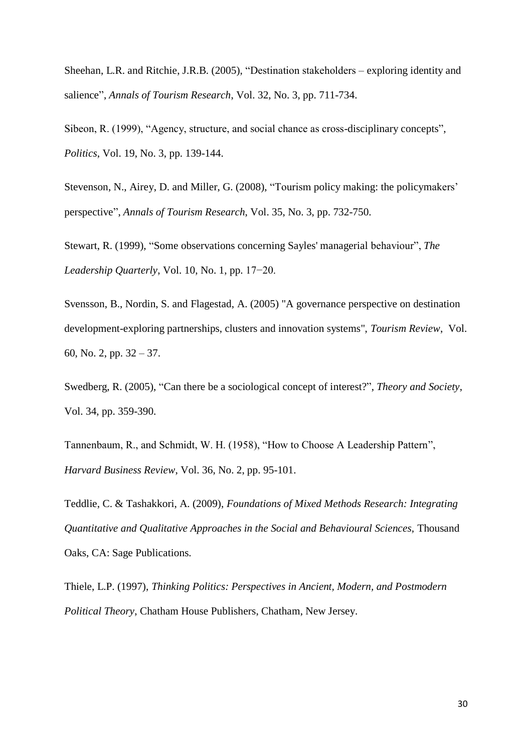Sheehan, L.R. and Ritchie, J.R.B. (2005), "Destination stakeholders – exploring identity and salience", *Annals of Tourism Research*, Vol. 32, No. 3, pp. 711-734.

Sibeon, R. (1999), "Agency, structure, and social chance as cross-disciplinary concepts", *Politics*, Vol. 19, No. 3, pp. 139-144.

Stevenson, N., Airey, D. and Miller, G. (2008), "Tourism policy making: the policymakers' perspective", *Annals of Tourism Research*, Vol. 35, No. 3, pp. 732-750.

Stewart, R. (1999), "Some observations concerning Sayles' managerial behaviour", *The Leadership Quarterly*, Vol. 10, No. 1, pp. 17−20.

Svensson, B., Nordin, S. and Flagestad, A. (2005) "A governance perspective on destination development-exploring partnerships, clusters and innovation systems", *Tourism Review*, Vol. 60, No. 2, pp. 32 – 37.

Swedberg, R. (2005), "Can there be a sociological concept of interest?", *Theory and Society*, Vol. 34, pp. 359-390.

Tannenbaum, R., and Schmidt, W. H. (1958), "How to Choose A Leadership Pattern", *Harvard Business Review*, Vol. 36, No. 2, pp. 95-101.

Teddlie, C. & Tashakkori, A. (2009), *Foundations of Mixed Methods Research: Integrating Quantitative and Qualitative Approaches in the Social and Behavioural Sciences*, Thousand Oaks, CA: Sage Publications.

Thiele, L.P. (1997), *Thinking Politics: Perspectives in Ancient, Modern, and Postmodern Political Theory*, Chatham House Publishers, Chatham, New Jersey.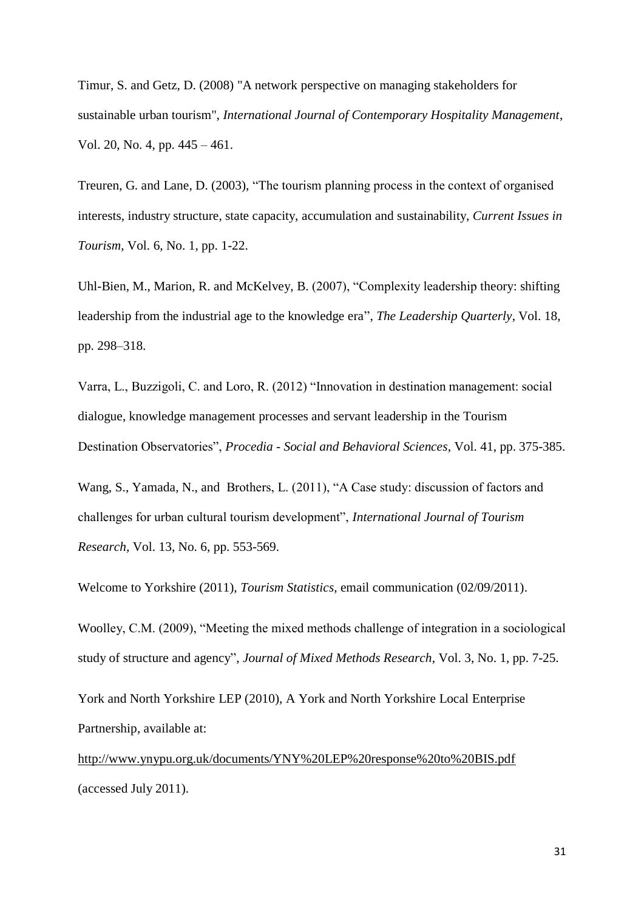Timur, S. and Getz, D. (2008) "A network perspective on managing stakeholders for sustainable urban tourism", *International Journal of Contemporary Hospitality Management*, Vol. 20, No. 4, pp. 445 – 461.

Treuren, G. and Lane, D. (2003), "The tourism planning process in the context of organised interests, industry structure, state capacity, accumulation and sustainability, *Current Issues in Tourism*, Vol. 6, No. 1, pp. 1-22.

Uhl-Bien, M., Marion, R. and McKelvey, B. (2007), "Complexity leadership theory: shifting leadership from the industrial age to the knowledge era", *The Leadership Quarterly*, Vol. 18, pp. 298–318.

Varra, L., Buzzigoli, C. and Loro, R. (2012) "Innovation in destination management: social dialogue, knowledge management processes and servant leadership in the Tourism Destination Observatories", *Procedia - Social and Behavioral Sciences*, Vol. 41, pp. 375-385.

Wang, S., Yamada, N., and Brothers, L. (2011), "A Case study: discussion of factors and challenges for urban cultural tourism development", *International Journal of Tourism Research,* Vol. 13, No. 6, pp. 553-569.

Welcome to Yorkshire (2011), *Tourism Statistics*, email communication (02/09/2011).

Woolley, C.M. (2009), "Meeting the mixed methods challenge of integration in a sociological study of structure and agency", *Journal of Mixed Methods Research*, Vol. 3, No. 1, pp. 7-25.

York and North Yorkshire LEP (2010), A York and North Yorkshire Local Enterprise Partnership, available at: http://www.ynypu.org.uk/documents/YNY%20LEP%20response%20to%20BIS.pdf (accessed July 2011).